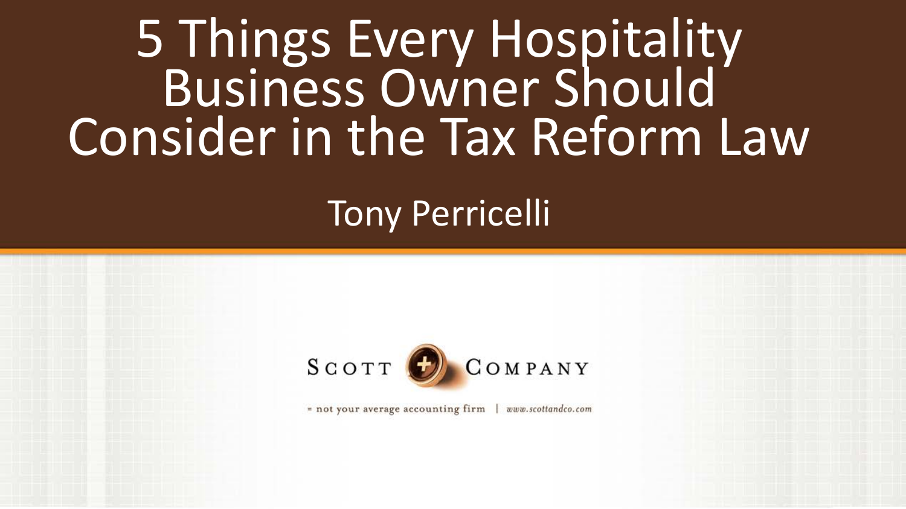# 5 Things Every Hospitality Business Owner Should Consider in the Tax Reform Law

Tony Perricelli

SCOTT + COMPANY

= not your average accounting firm | www.scottandco.com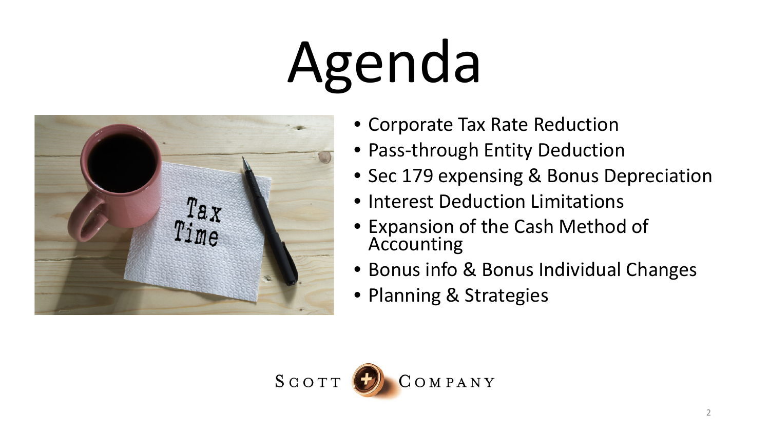# Agenda

- Corporate Tax Rate Reduction
- Pass-through Entity Deduction
- Sec 179 expensing & Bonus Depreciation
- Interest Deduction Limitations
- Expansion of the Cash Method of Accounting
- Bonus info & Bonus Individual Changes
- Planning & Strategies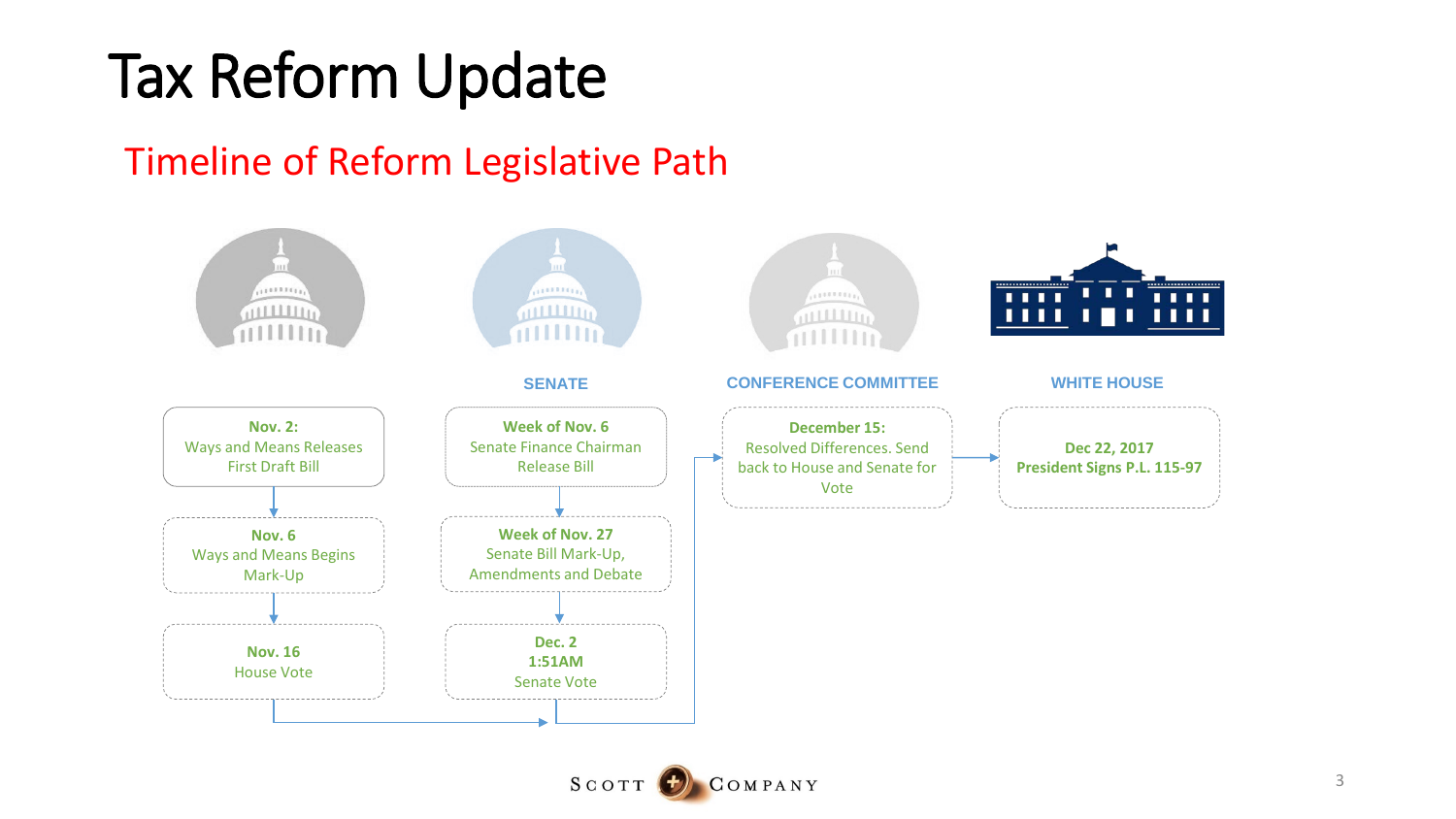# Tax Reform Update

## Timeline of Reform Legislative Path

**Nov. 2:**
Ways and Means Releases First Draft Bill

**Nov. 6**
Ways and Means Begins Mark-Up

**Nov. 16**
House Vote

### SENATE

**Week of Nov. 6**
Senate Finance Chairman Release Bill

**Week of Nov. 27**
Senate Bill Mark-Up, Amendments and Debate

**Dec. 2**
**1:51AM**
Senate Vote

### CONFERENCE COMMITTEE

**December 15:**
Resolved Differences. Send back to House and Senate for Vote

### WHITE HOUSE

**Dec 22, 2017**
**President Signs P.L. 115-97**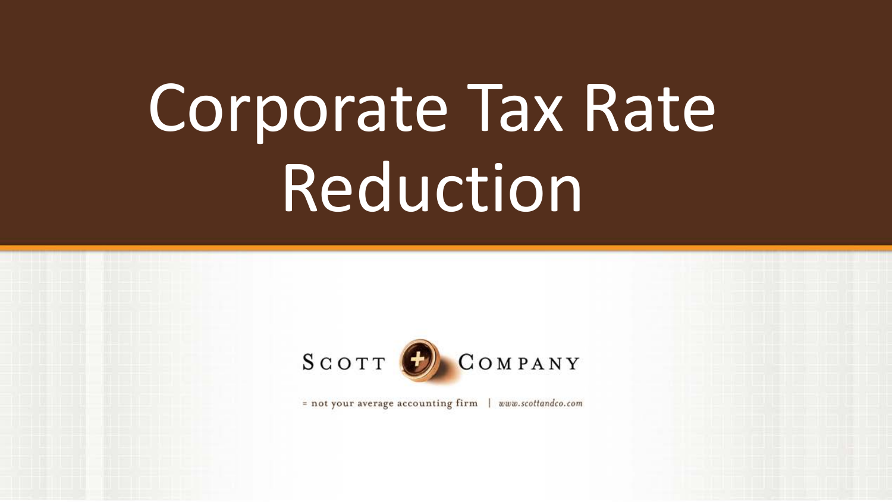# Corporate Tax Rate Reduction

SCOTT + COMPANY

= not your average accounting firm | www.scottandco.com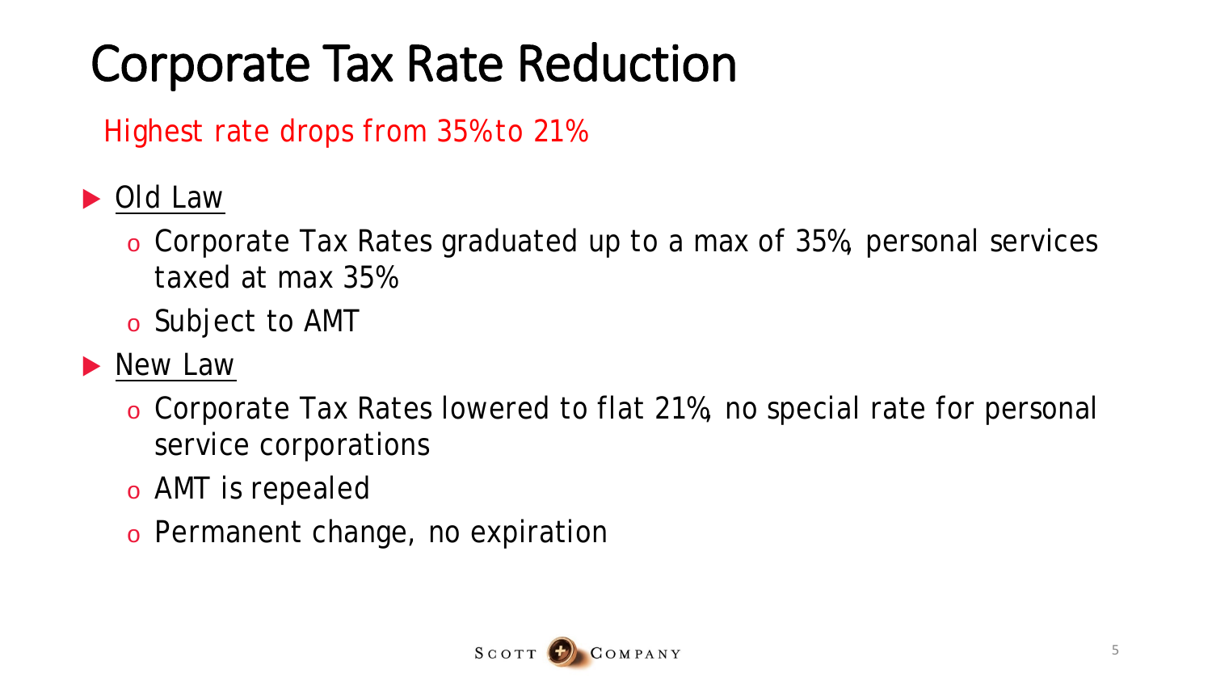# Corporate Tax Rate Reduction

Highest rate drops from 35% to 21%

- Old Law
  - Corporate Tax Rates graduated up to a max of 35%, personal services taxed at max 35%
  - Subject to AMT
- New Law
  - Corporate Tax Rates lowered to flat 21%, no special rate for personal service corporations
  - AMT is repealed
  - Permanent change, no expiration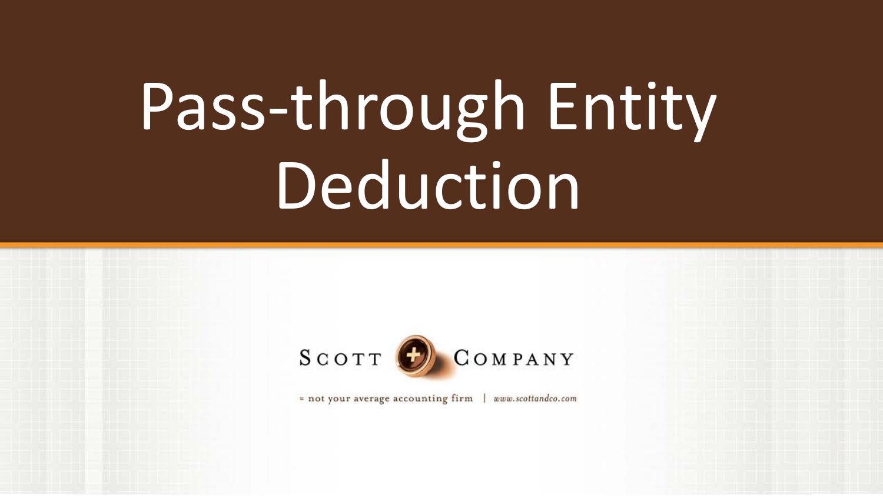# Pass-through Entity Deduction

SCOTT + COMPANY

= not your average accounting firm | www.scottandco.com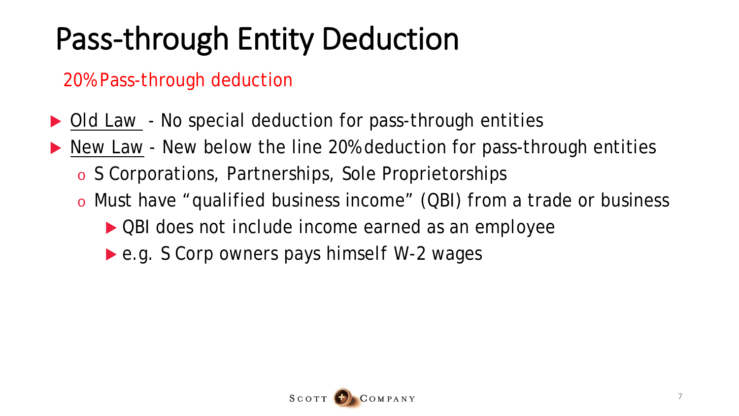# Pass-through Entity Deduction

20% Pass-through deduction

- Old Law - No special deduction for pass-through entities
- New Law - New below the line 20% deduction for pass-through entities
  - S Corporations, Partnerships, Sole Proprietorships
  - Must have "qualified business income" (QBI) from a trade or business
    - QBI does not include income earned as an employee
    - e.g. S Corp owners pays himself W-2 wages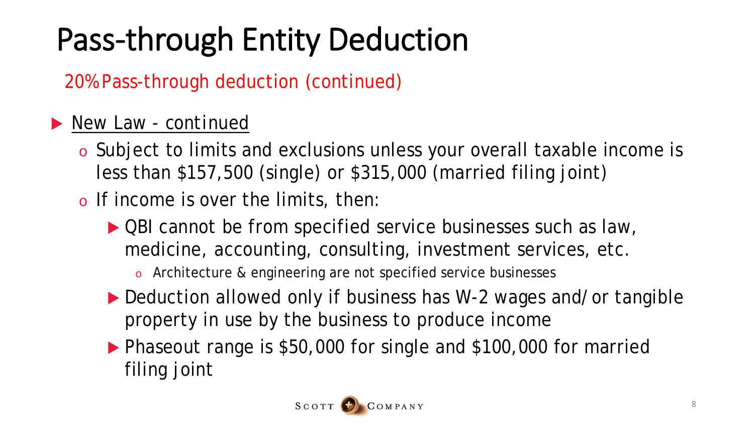# Pass-through Entity Deduction

20% Pass-through deduction (continued)

- New Law - continued
  - Subject to limits and exclusions unless your overall taxable income is less than $157,500 (single) or $315,000 (married filing joint)
  - If income is over the limits, then:
    - QBI cannot be from specified service businesses such as law, medicine, accounting, consulting, investment services, etc.
      - Architecture & engineering are not specified service businesses
    - Deduction allowed only if business has W-2 wages and/or tangible property in use by the business to produce income
    - Phaseout range is $50,000 for single and $100,000 for married filing joint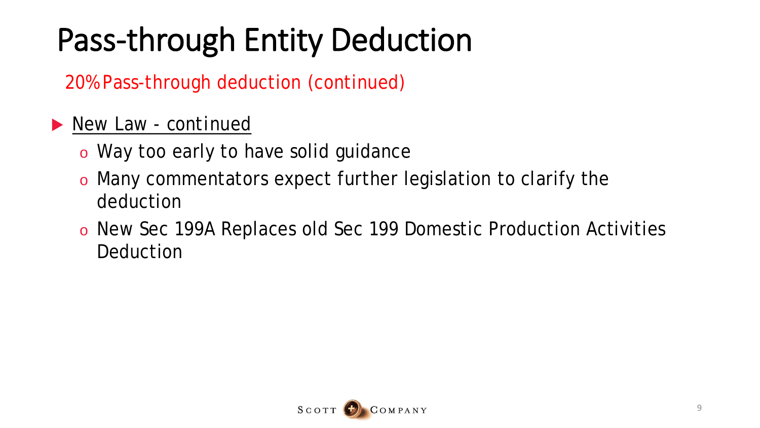# Pass-through Entity Deduction

20% Pass-through deduction (continued)

- <u>New Law - continued</u>
  - Way too early to have solid guidance
  - Many commentators expect further legislation to clarify the deduction
  - New Sec 199A Replaces old Sec 199 Domestic Production Activities Deduction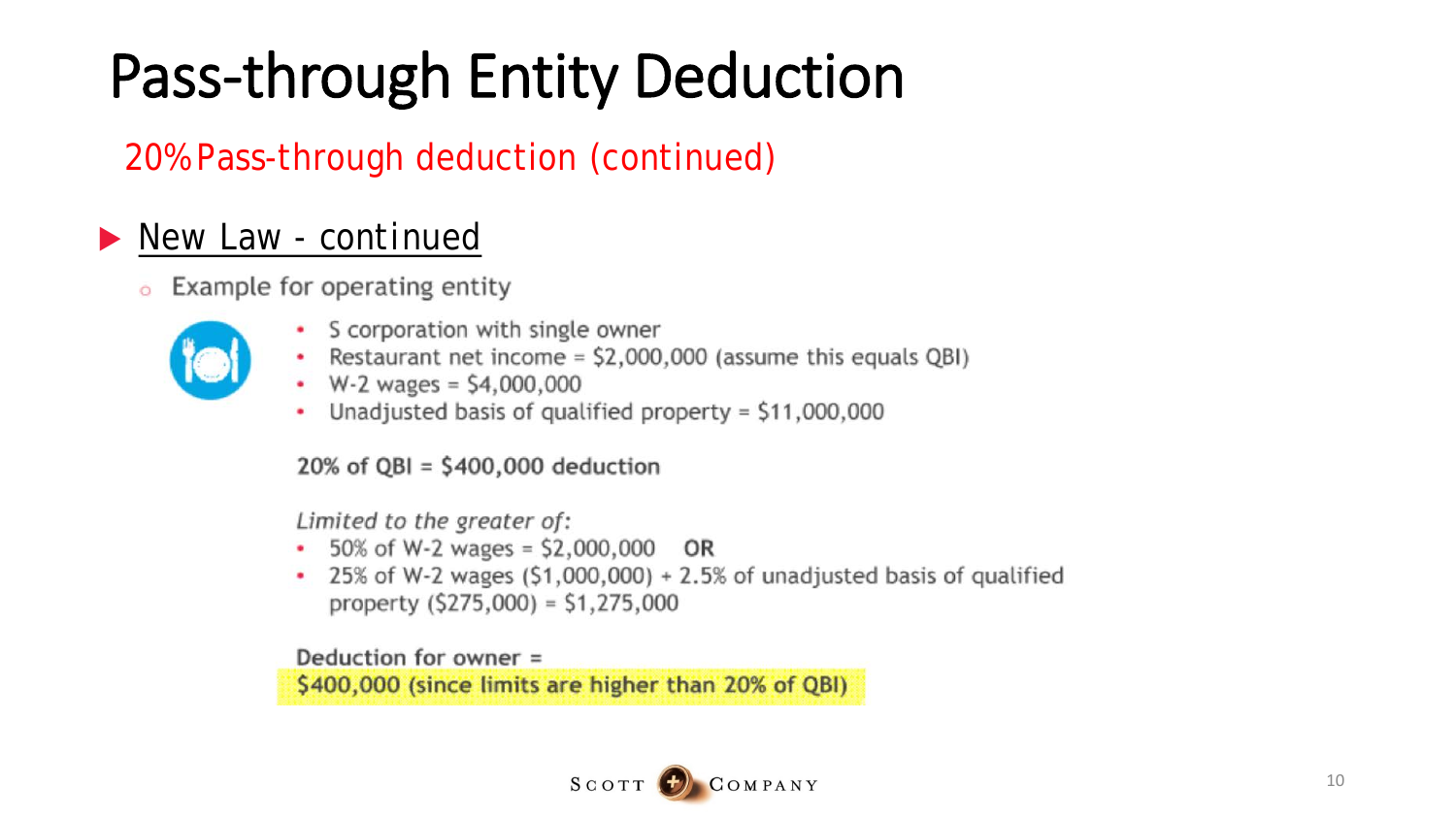# Pass-through Entity Deduction

## 20% Pass-through deduction (continued)

### New Law - continued

- Example for operating entity
  - S corporation with single owner
  - Restaurant net income = $2,000,000 (assume this equals QBI)
  - W-2 wages = $4,000,000
  - Unadjusted basis of qualified property = $11,000,000

**20% of QBI = $400,000 deduction**

*Limited to the greater of:*

- 50% of W-2 wages = $2,000,000 **OR**
- 25% of W-2 wages ($1,000,000) + 2.5% of unadjusted basis of qualified property ($275,000) = $1,275,000

**Deduction for owner =**
**$400,000 (since limits are higher than 20% of QBI)**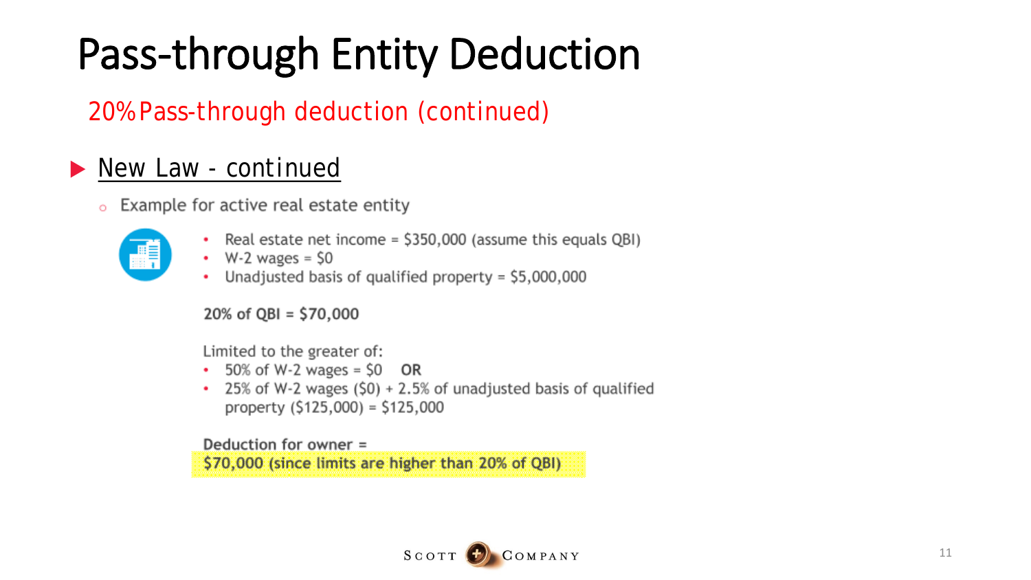# Pass-through Entity Deduction

## 20% Pass-through deduction (continued)

### New Law - continued

- Example for active real estate entity

  - Real estate net income = $350,000 (assume this equals QBI)
  - W-2 wages = $0
  - Unadjusted basis of qualified property = $5,000,000

  **20% of QBI = $70,000**

  Limited to the greater of:
  - 50% of W-2 wages = $0 **OR**
  - 25% of W-2 wages ($0) + 2.5% of unadjusted basis of qualified property ($125,000) = $125,000

  **Deduction for owner =**
  **$70,000 (since limits are higher than 20% of QBI)**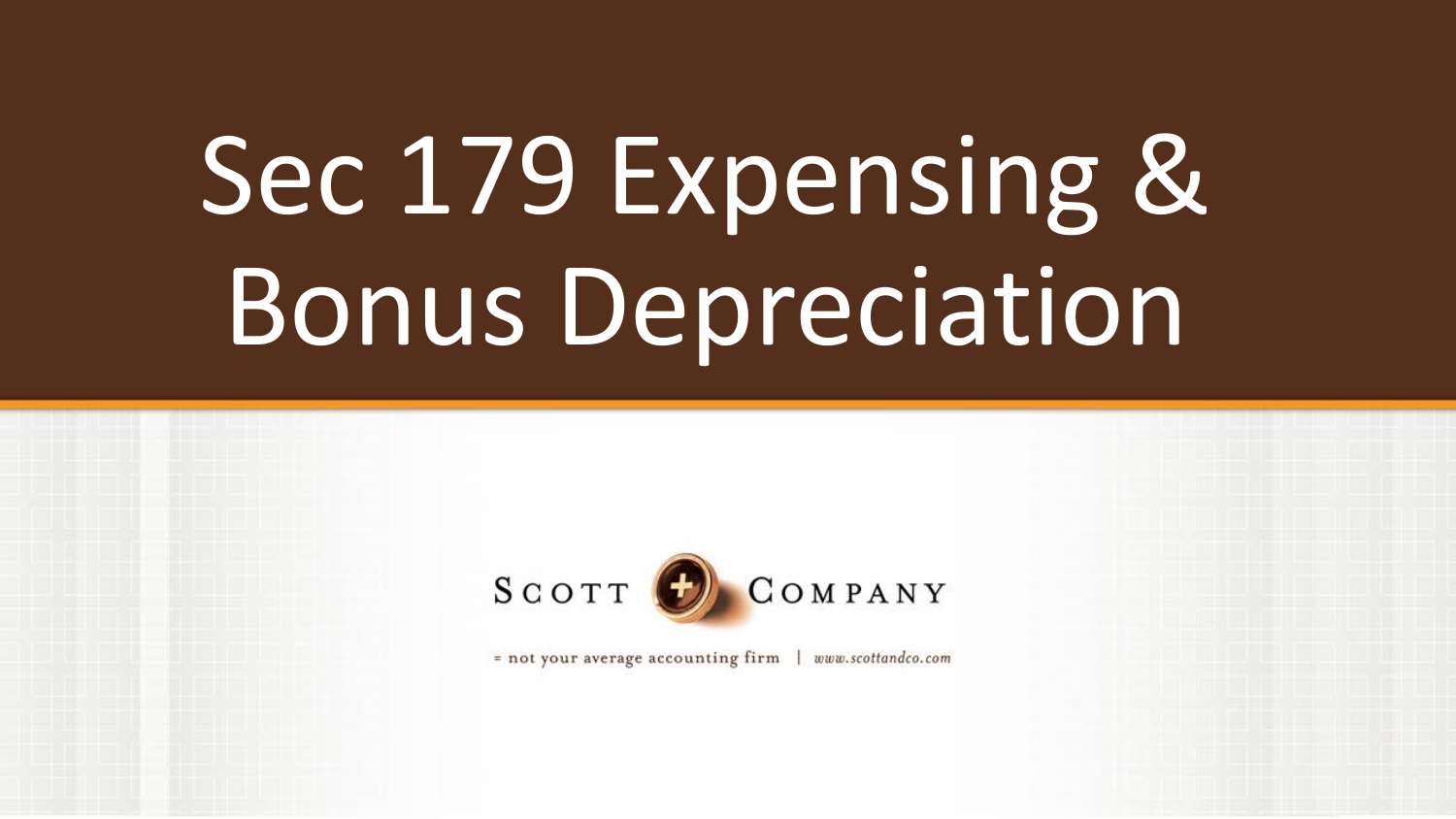# Sec 179 Expensing & Bonus Depreciation

SCOTT + COMPANY

= not your average accounting firm | www.scottandco.com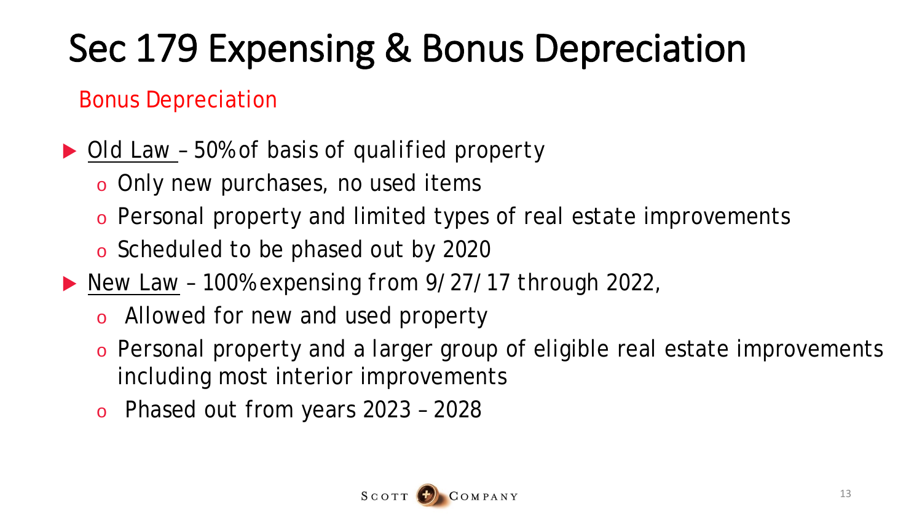# Sec 179 Expensing & Bonus Depreciation

## Bonus Depreciation

- Old Law – 50% of basis of qualified property
  - Only new purchases, no used items
  - Personal property and limited types of real estate improvements
  - Scheduled to be phased out by 2020
- New Law – 100% expensing from 9/27/17 through 2022,
  - Allowed for new and used property
  - Personal property and a larger group of eligible real estate improvements including most interior improvements
  - Phased out from years 2023 – 2028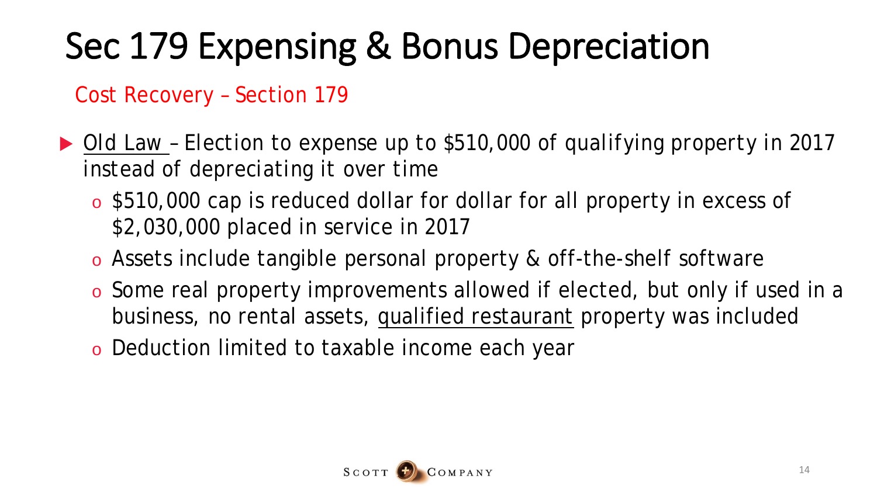# Sec 179 Expensing & Bonus Depreciation

## Cost Recovery – Section 179

- Old Law – Election to expense up to $510,000 of qualifying property in 2017 instead of depreciating it over time
  - $510,000 cap is reduced dollar for dollar for all property in excess of $2,030,000 placed in service in 2017
  - Assets include tangible personal property & off-the-shelf software
  - Some real property improvements allowed if elected, but only if used in a business, no rental assets, qualified restaurant property was included
  - Deduction limited to taxable income each year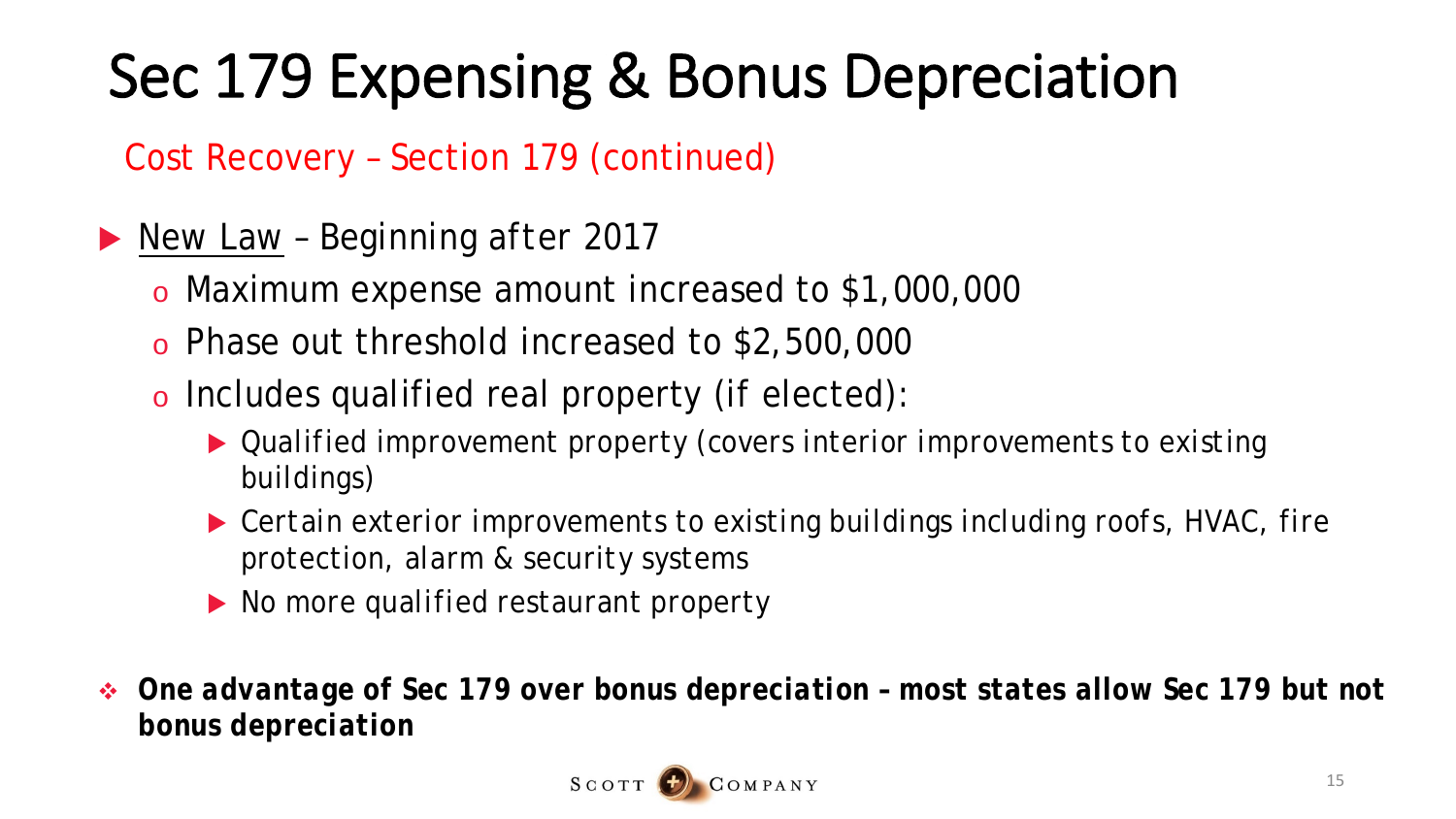# Sec 179 Expensing & Bonus Depreciation

## Cost Recovery – Section 179 (continued)

- New Law – Beginning after 2017
  - Maximum expense amount increased to $1,000,000
  - Phase out threshold increased to $2,500,000
  - Includes qualified real property (if elected):
    - Qualified improvement property (covers interior improvements to existing buildings)
    - Certain exterior improvements to existing buildings including roofs, HVAC, fire protection, alarm & security systems
    - No more qualified restaurant property

- ***One advantage of Sec 179 over bonus depreciation – most states allow Sec 179 but not bonus depreciation***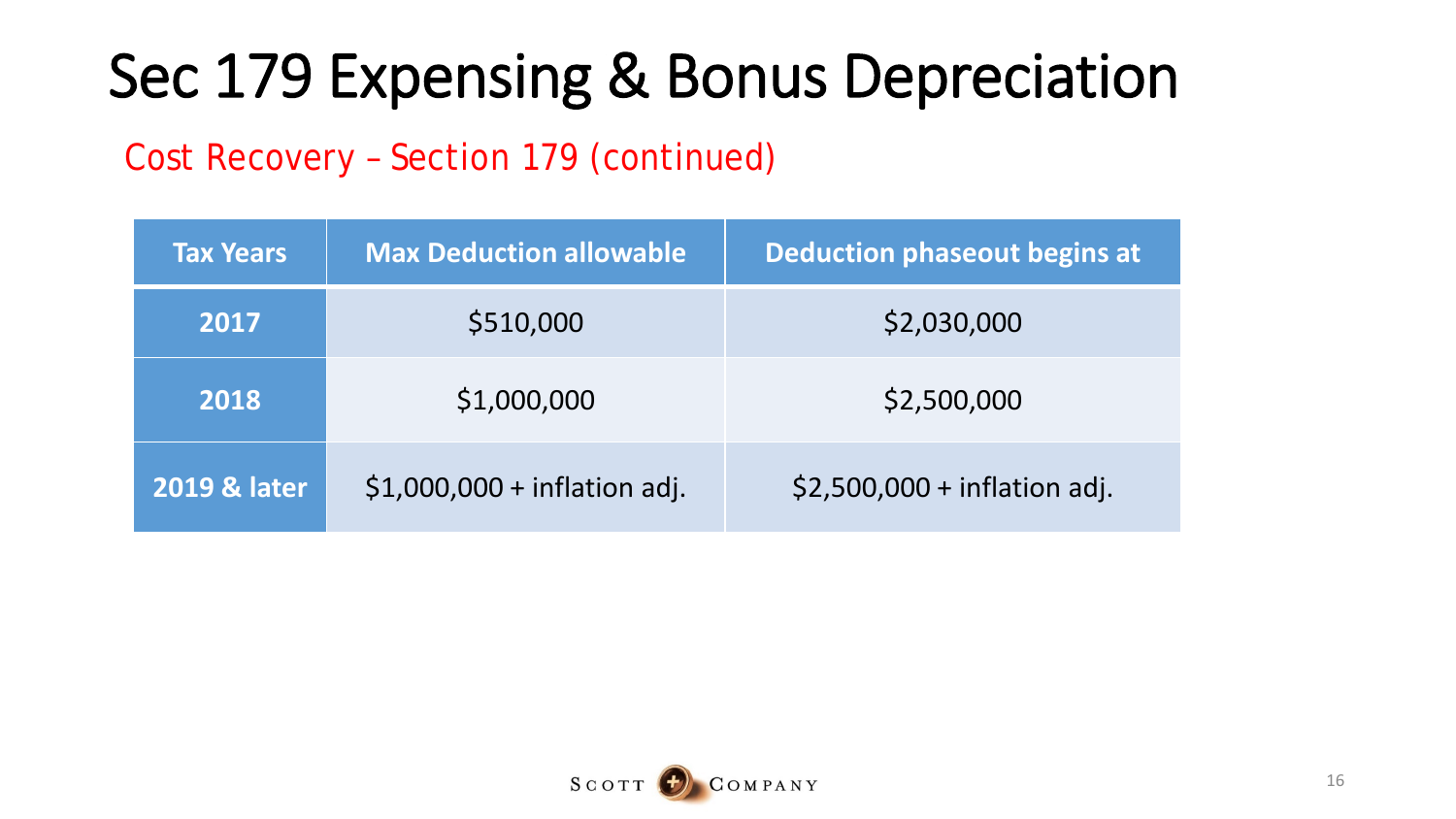# Sec 179 Expensing & Bonus Depreciation

## Cost Recovery – Section 179 (continued)

| Tax Years | Max Deduction allowable | Deduction phaseout begins at |
| --- | --- | --- |
| 2017 | $510,000 | $2,030,000 |
| 2018 | $1,000,000 | $2,500,000 |
| 2019 & later | $1,000,000 + inflation adj. | $2,500,000 + inflation adj. |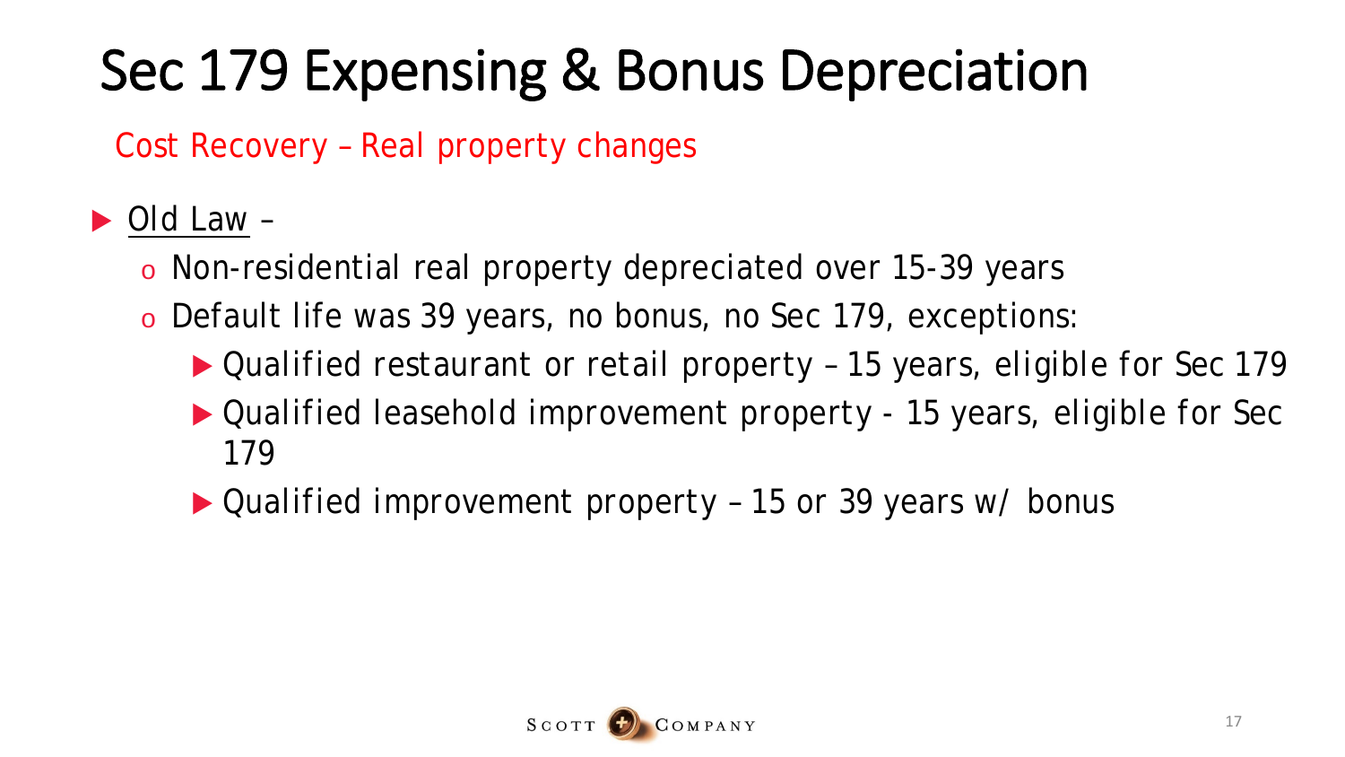# Sec 179 Expensing & Bonus Depreciation

Cost Recovery – Real property changes

- Old Law –
  - Non-residential real property depreciated over 15-39 years
  - Default life was 39 years, no bonus, no Sec 179, exceptions:
    - Qualified restaurant or retail property – 15 years, eligible for Sec 179
    - Qualified leasehold improvement property - 15 years, eligible for Sec 179
    - Qualified improvement property – 15 or 39 years w/ bonus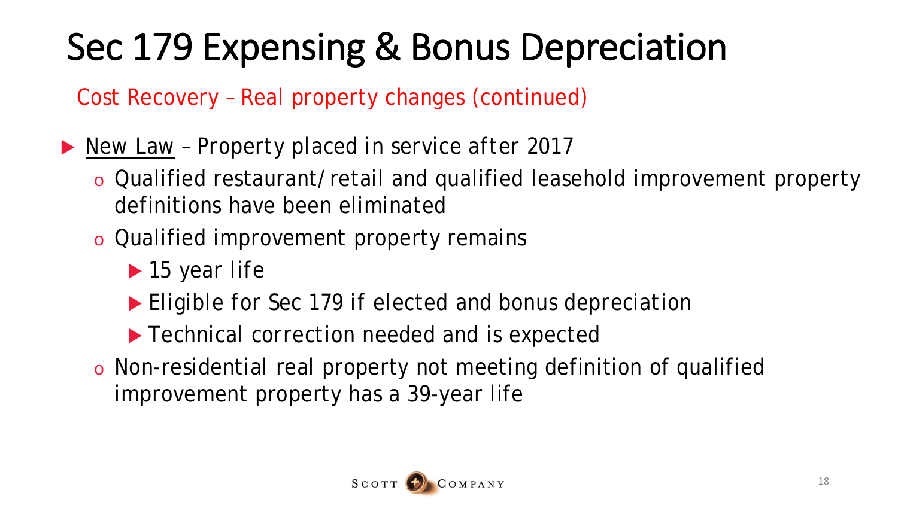# Sec 179 Expensing & Bonus Depreciation

## Cost Recovery – Real property changes (continued)

- New Law – Property placed in service after 2017
  - Qualified restaurant/retail and qualified leasehold improvement property definitions have been eliminated
  - Qualified improvement property remains
    - 15 year life
    - Eligible for Sec 179 if elected and bonus depreciation
    - Technical correction needed and is expected
  - Non-residential real property not meeting definition of qualified improvement property has a 39-year life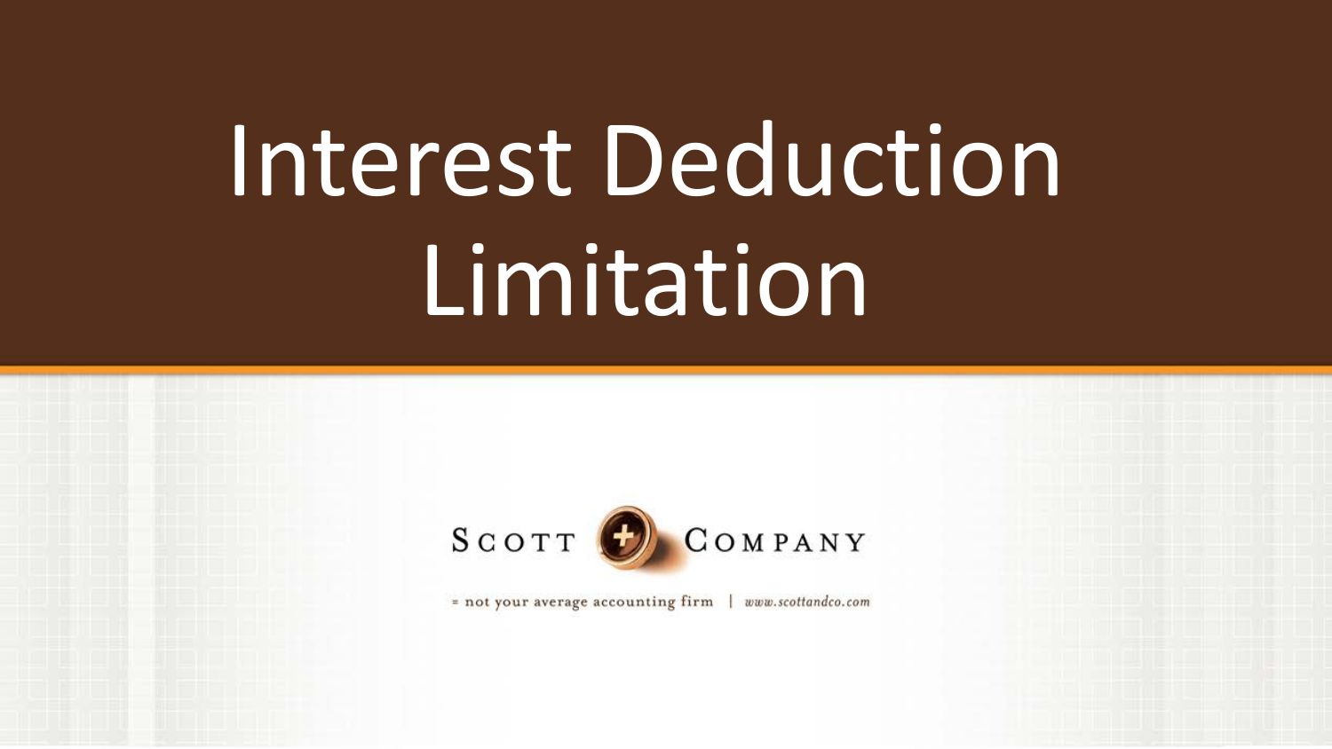# Interest Deduction Limitation

SCOTT + COMPANY

= not your average accounting firm | www.scottandco.com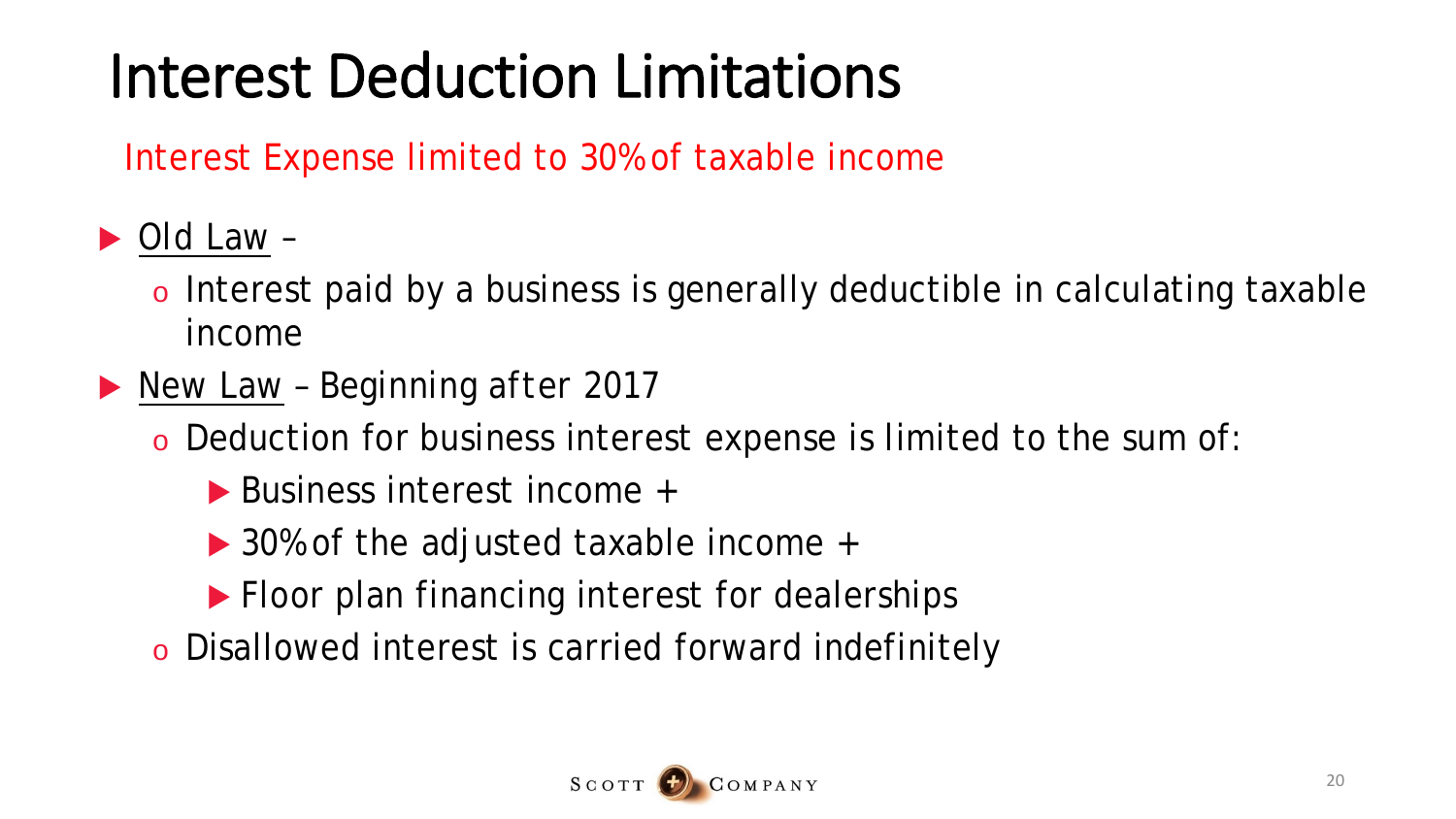# Interest Deduction Limitations

Interest Expense limited to 30% of taxable income

- Old Law –
  - Interest paid by a business is generally deductible in calculating taxable income
- New Law – Beginning after 2017
  - Deduction for business interest expense is limited to the sum of:
    - Business interest income +
    - 30% of the adjusted taxable income +
    - Floor plan financing interest for dealerships
  - Disallowed interest is carried forward indefinitely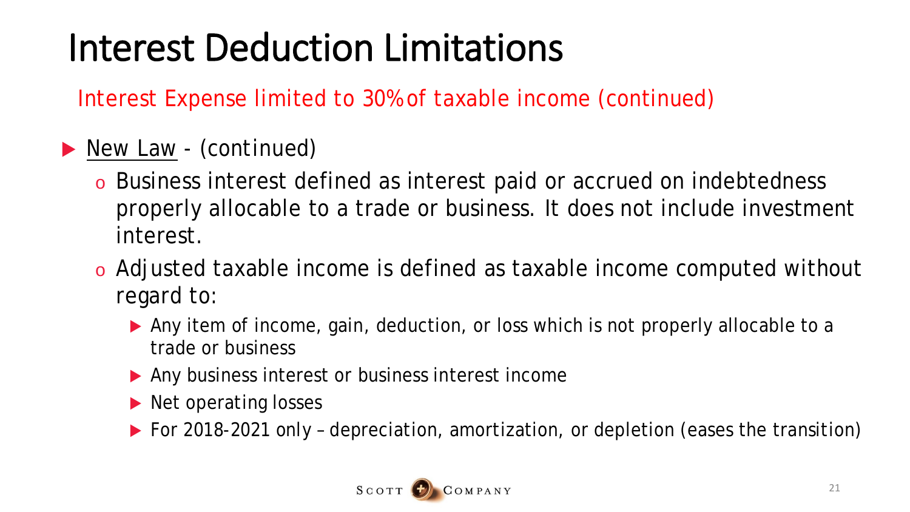# Interest Deduction Limitations

Interest Expense limited to 30% of taxable income (continued)

- New Law - (continued)
  - Business interest defined as interest paid or accrued on indebtedness properly allocable to a trade or business. It does not include investment interest.
  - Adjusted taxable income is defined as taxable income computed without regard to:
    - Any item of income, gain, deduction, or loss which is not properly allocable to a trade or business
    - Any business interest or business interest income
    - Net operating losses
    - For 2018-2021 only – depreciation, amortization, or depletion (eases the transition)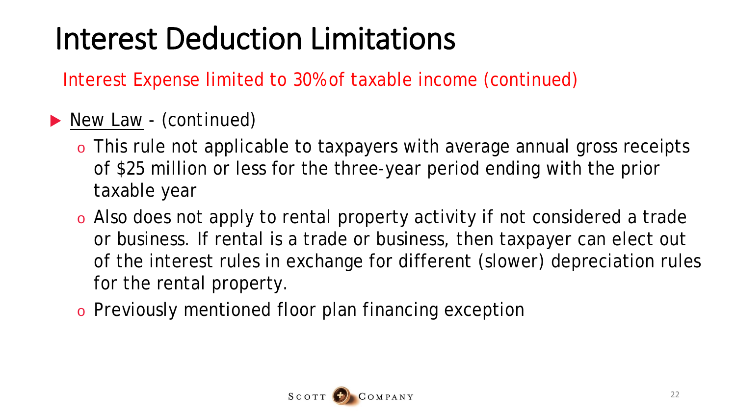# Interest Deduction Limitations

Interest Expense limited to 30% of taxable income (continued)

- New Law - (continued)
  - This rule not applicable to taxpayers with average annual gross receipts of $25 million or less for the three-year period ending with the prior taxable year
  - Also does not apply to rental property activity if not considered a trade or business. If rental is a trade or business, then taxpayer can elect out of the interest rules in exchange for different (slower) depreciation rules for the rental property.
  - Previously mentioned floor plan financing exception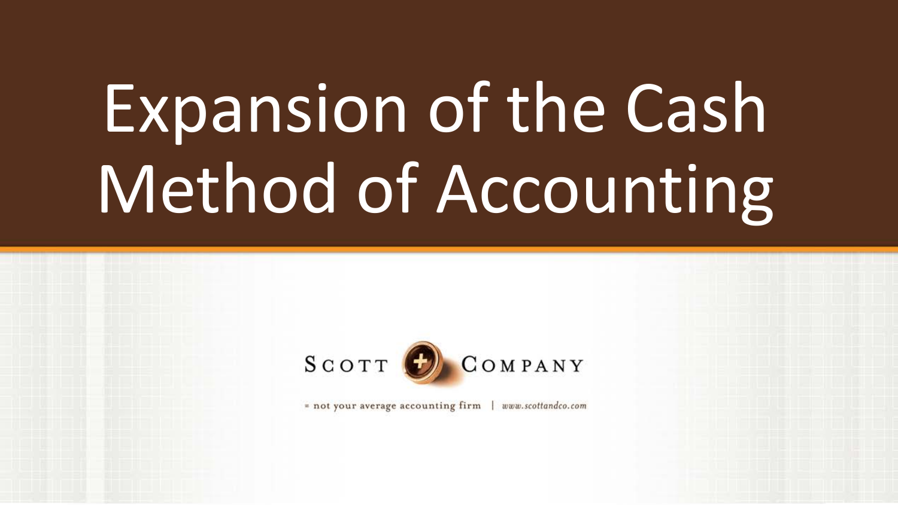# Expansion of the Cash Method of Accounting

SCOTT COMPANY

= not your average accounting firm | www.scottandco.com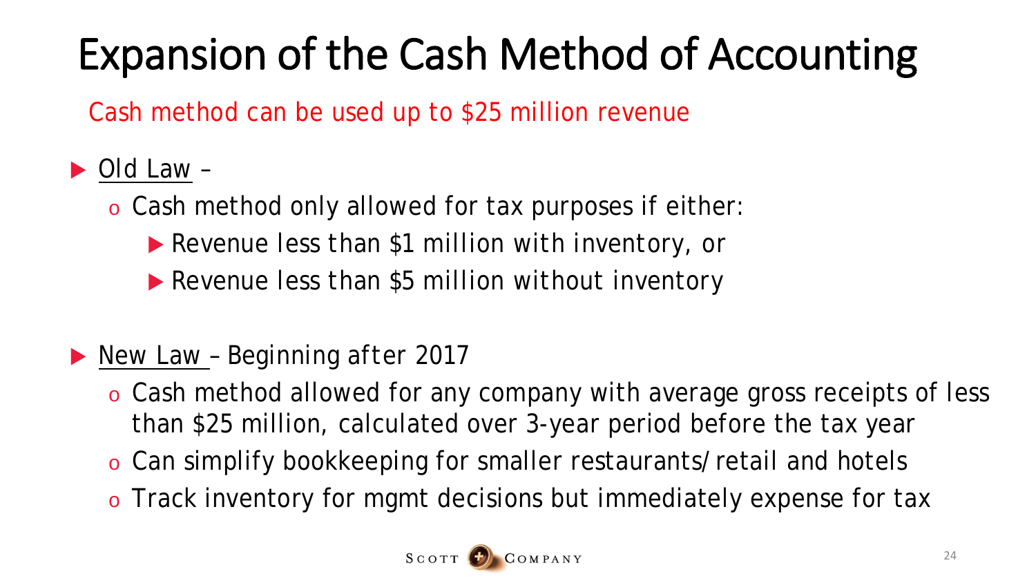# Expansion of the Cash Method of Accounting

Cash method can be used up to $25 million revenue

- Old Law –
  - Cash method only allowed for tax purposes if either:
    - Revenue less than $1 million with inventory, or
    - Revenue less than $5 million without inventory

- New Law – Beginning after 2017
  - Cash method allowed for any company with average gross receipts of less than $25 million, calculated over 3-year period before the tax year
  - Can simplify bookkeeping for smaller restaurants/retail and hotels
  - Track inventory for mgmt decisions but immediately expense for tax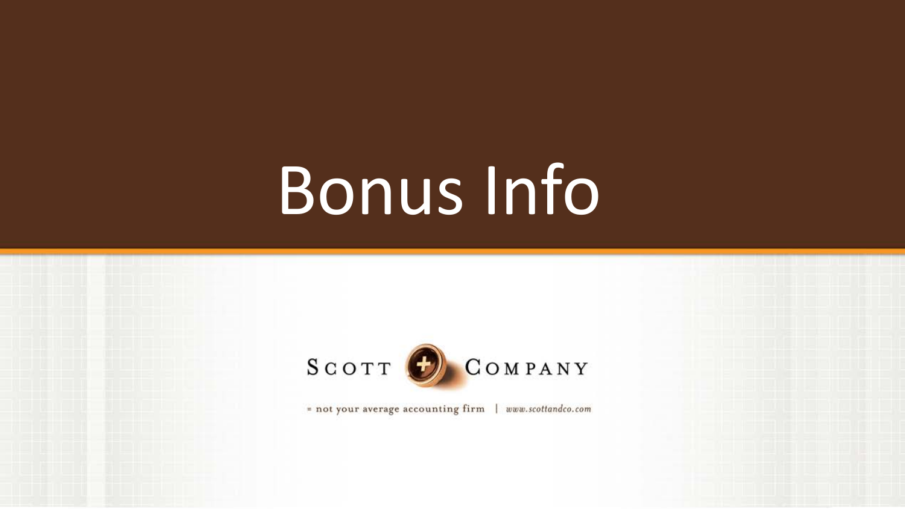# Bonus Info

SCOTT + COMPANY

= not your average accounting firm | www.scottandco.com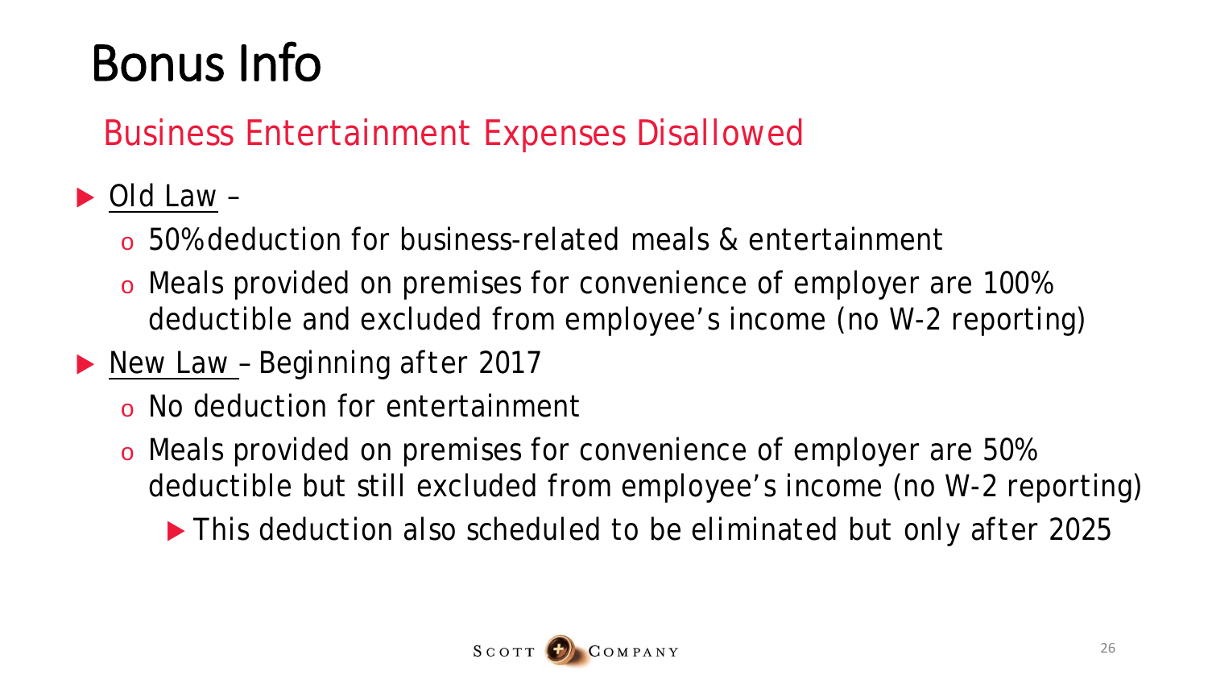# Bonus Info

## Business Entertainment Expenses Disallowed

- Old Law –
  - 50% deduction for business-related meals & entertainment
  - Meals provided on premises for convenience of employer are 100% deductible and excluded from employee's income (no W-2 reporting)
- New Law – Beginning after 2017
  - No deduction for entertainment
  - Meals provided on premises for convenience of employer are 50% deductible but still excluded from employee's income (no W-2 reporting)
    - This deduction also scheduled to be eliminated but only after 2025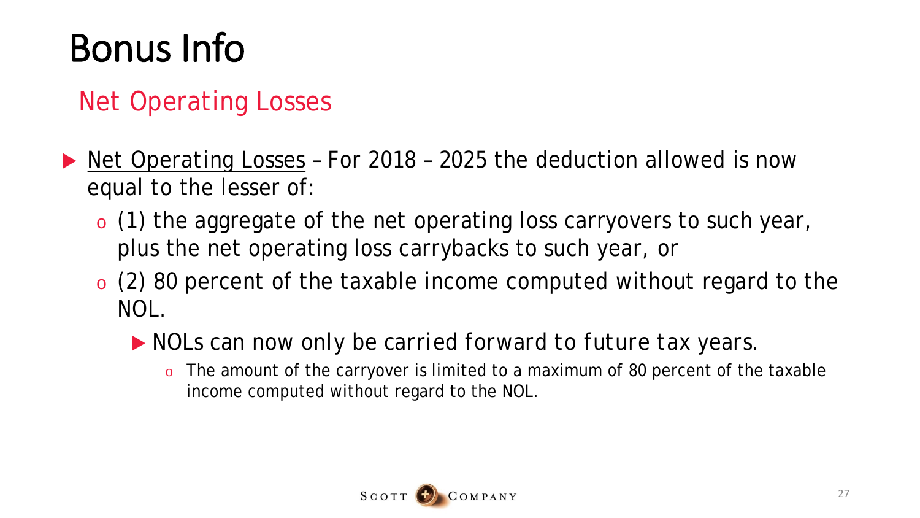# Bonus Info

## Net Operating Losses

- Net Operating Losses – For 2018 – 2025 the deduction allowed is now equal to the lesser of:
  - (1) the aggregate of the net operating loss carryovers to such year, plus the net operating loss carrybacks to such year, or
  - (2) 80 percent of the taxable income computed without regard to the NOL.
    - NOLs can now only be carried forward to future tax years.
      - The amount of the carryover is limited to a maximum of 80 percent of the taxable income computed without regard to the NOL.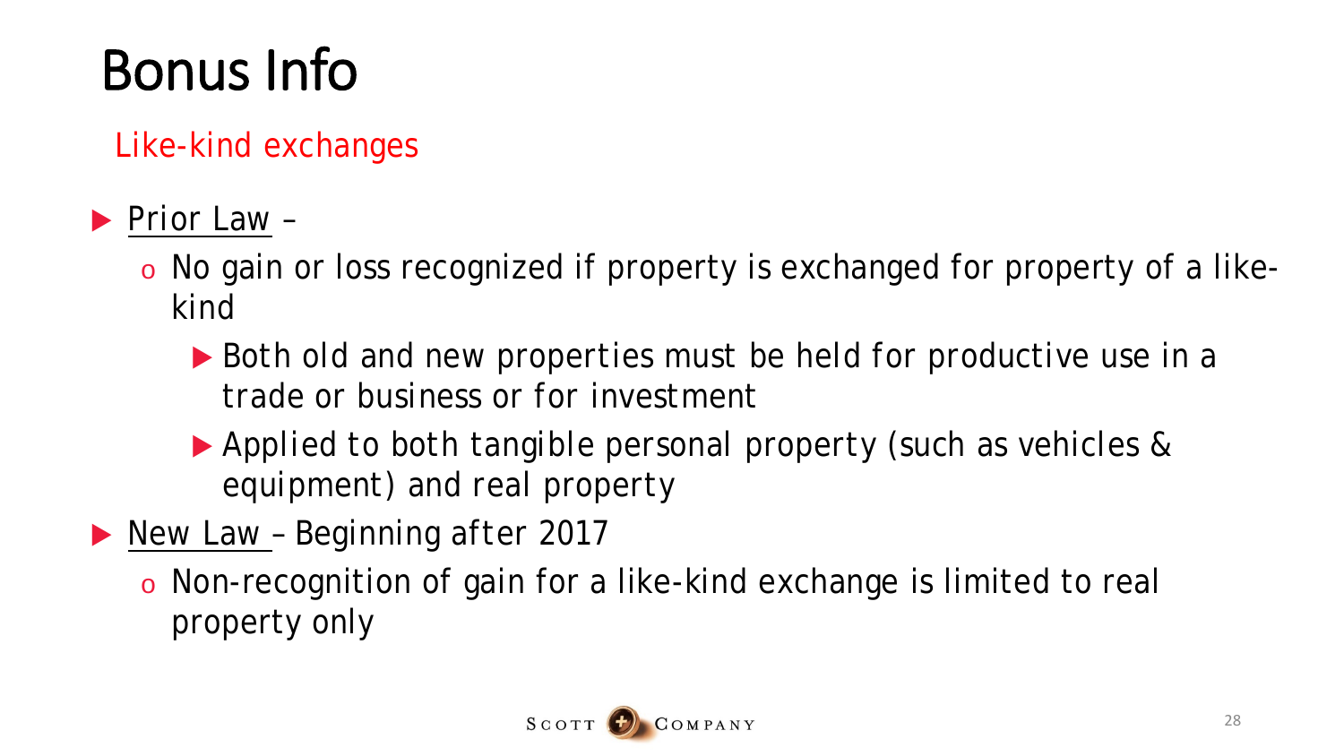# Bonus Info

## Like-kind exchanges

- Prior Law –
  - No gain or loss recognized if property is exchanged for property of a like-kind
    - Both old and new properties must be held for productive use in a trade or business or for investment
    - Applied to both tangible personal property (such as vehicles & equipment) and real property
- New Law – Beginning after 2017
  - Non-recognition of gain for a like-kind exchange is limited to real property only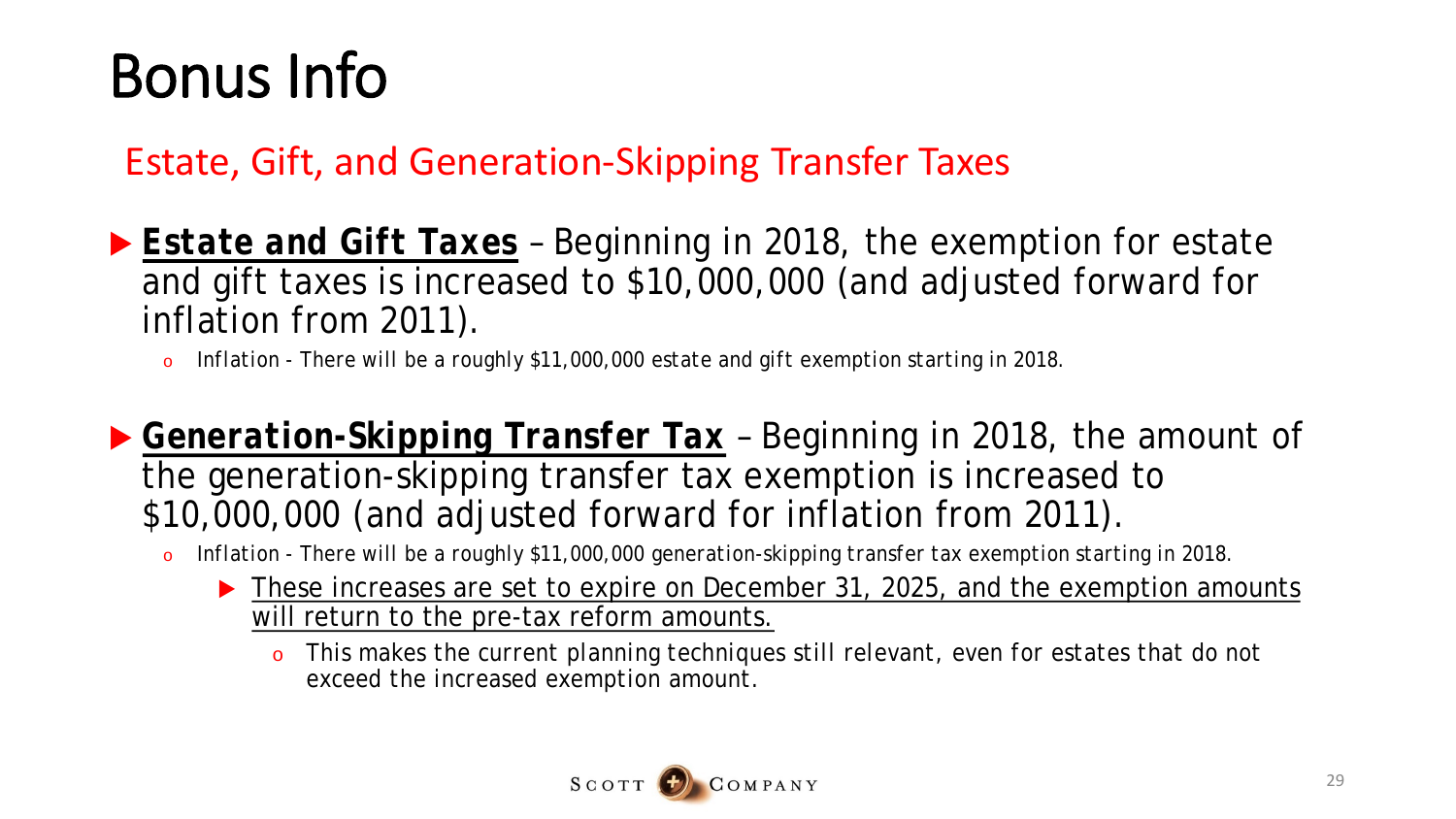# Bonus Info

## Estate, Gift, and Generation-Skipping Transfer Taxes

- **Estate and Gift Taxes** – Beginning in 2018, the exemption for estate and gift taxes is increased to $10,000,000 (and adjusted forward for inflation from 2011).
  - Inflation - There will be a roughly $11,000,000 estate and gift exemption starting in 2018.

- **Generation-Skipping Transfer Tax** – Beginning in 2018, the amount of the generation-skipping transfer tax exemption is increased to $10,000,000 (and adjusted forward for inflation from 2011).
  - Inflation - There will be a roughly $11,000,000 generation-skipping transfer tax exemption starting in 2018.
    - These increases are set to expire on December 31, 2025, and the exemption amounts will return to the pre-tax reform amounts.
      - This makes the current planning techniques still relevant, even for estates that do not exceed the increased exemption amount.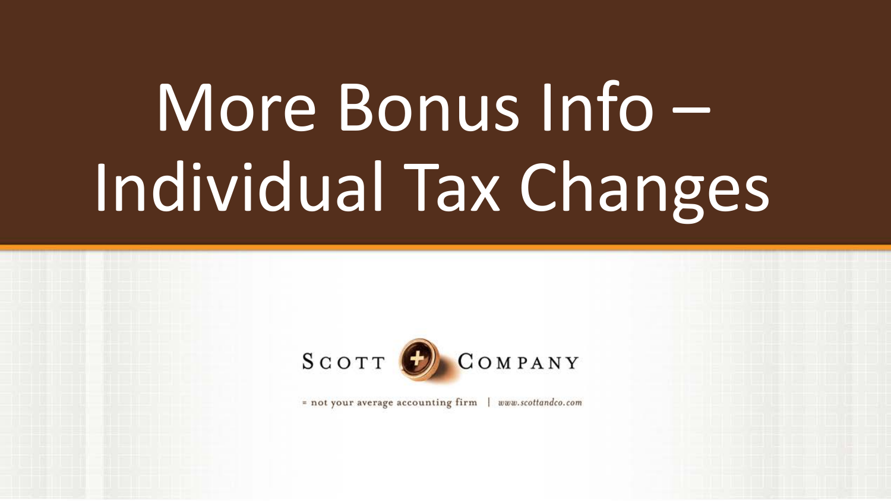# More Bonus Info – Individual Tax Changes

SCOTT + COMPANY

= not your average accounting firm | www.scottandco.com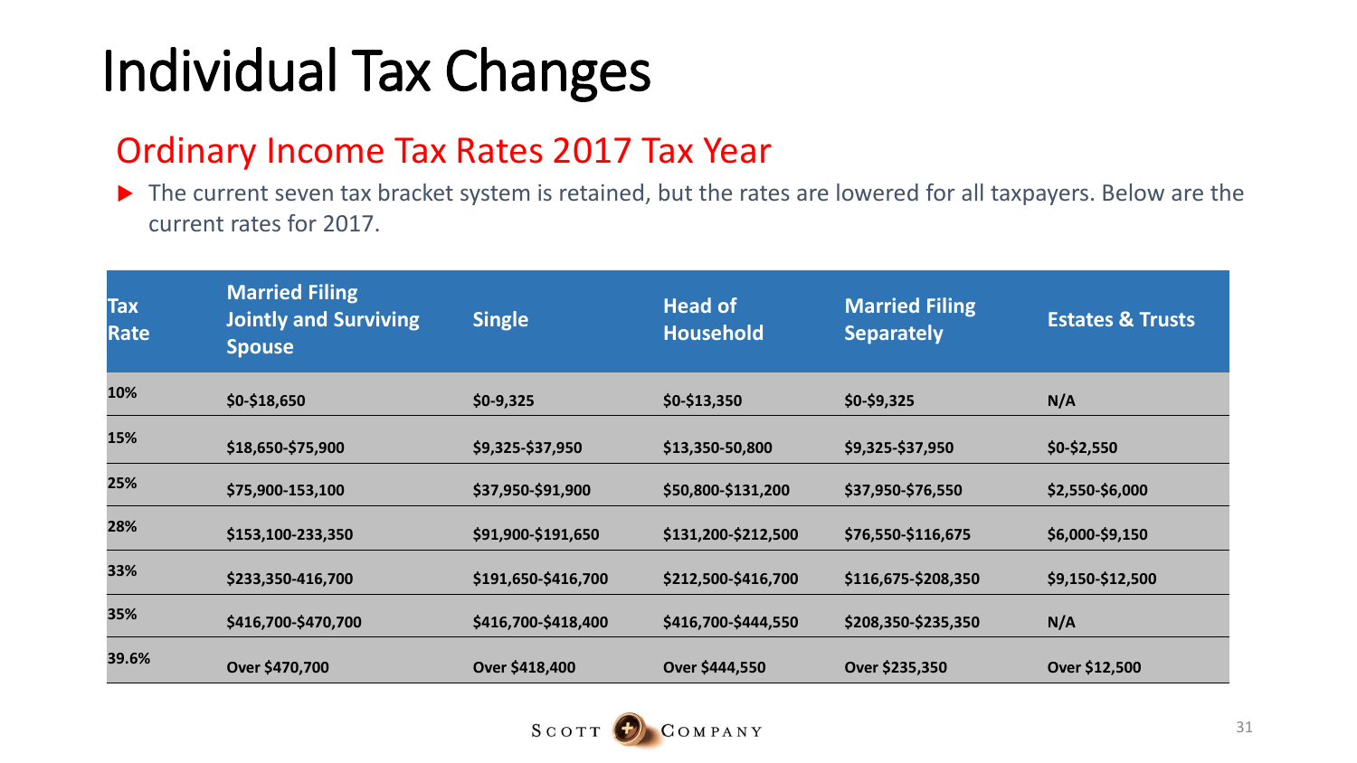# Individual Tax Changes

## Ordinary Income Tax Rates 2017 Tax Year

- The current seven tax bracket system is retained, but the rates are lowered for all taxpayers. Below are the current rates for 2017.

| Tax Rate | Married Filing Jointly and Surviving Spouse | Single | Head of Household | Married Filing Separately | Estates & Trusts |
|---|---|---|---|---|---|
| 10% | $0-$18,650 | $0-9,325 | $0-$13,350 | $0-$9,325 | N/A |
| 15% | $18,650-$75,900 | $9,325-$37,950 | $13,350-50,800 | $9,325-$37,950 | $0-$2,550 |
| 25% | $75,900-153,100 | $37,950-$91,900 | $50,800-$131,200 | $37,950-$76,550 | $2,550-$6,000 |
| 28% | $153,100-233,350 | $91,900-$191,650 | $131,200-$212,500 | $76,550-$116,675 | $6,000-$9,150 |
| 33% | $233,350-416,700 | $191,650-$416,700 | $212,500-$416,700 | $116,675-$208,350 | $9,150-$12,500 |
| 35% | $416,700-$470,700 | $416,700-$418,400 | $416,700-$444,550 | $208,350-$235,350 | N/A |
| 39.6% | Over $470,700 | Over $418,400 | Over $444,550 | Over $235,350 | Over $12,500 |

SCOTT COMPANY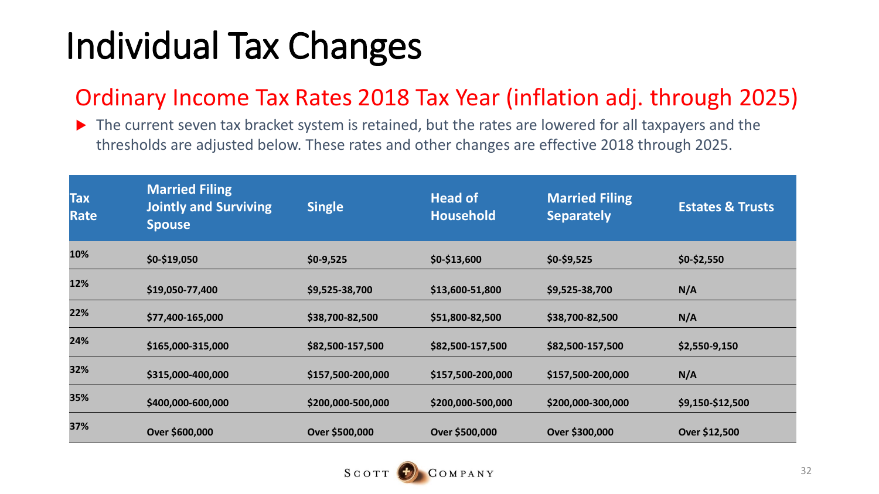# Individual Tax Changes

## Ordinary Income Tax Rates 2018 Tax Year (inflation adj. through 2025)

- The current seven tax bracket system is retained, but the rates are lowered for all taxpayers and the thresholds are adjusted below. These rates and other changes are effective 2018 through 2025.

| Tax Rate | Married Filing Jointly and Surviving Spouse | Single | Head of Household | Married Filing Separately | Estates & Trusts |
|---|---|---|---|---|---|
| 10% | $0-$19,050 | $0-9,525 | $0-$13,600 | $0-$9,525 | $0-$2,550 |
| 12% | $19,050-77,400 | $9,525-38,700 | $13,600-51,800 | $9,525-38,700 | N/A |
| 22% | $77,400-165,000 | $38,700-82,500 | $51,800-82,500 | $38,700-82,500 | N/A |
| 24% | $165,000-315,000 | $82,500-157,500 | $82,500-157,500 | $82,500-157,500 | $2,550-9,150 |
| 32% | $315,000-400,000 | $157,500-200,000 | $157,500-200,000 | $157,500-200,000 | N/A |
| 35% | $400,000-600,000 | $200,000-500,000 | $200,000-500,000 | $200,000-300,000 | $9,150-$12,500 |
| 37% | Over $600,000 | Over $500,000 | Over $500,000 | Over $300,000 | Over $12,500 |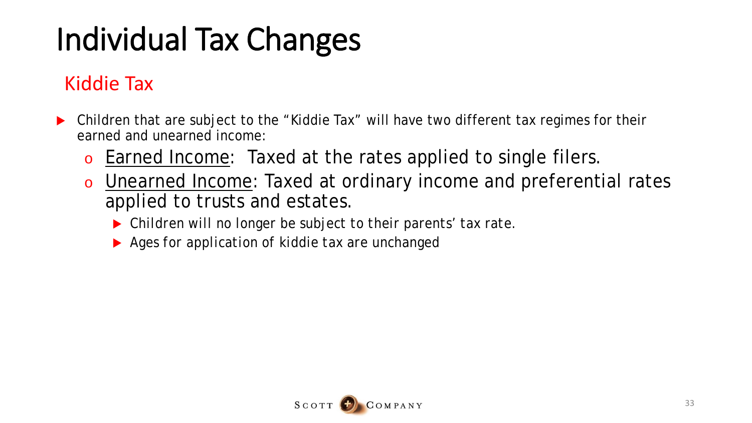# Individual Tax Changes

## Kiddie Tax

- Children that are subject to the "Kiddie Tax" will have two different tax regimes for their earned and unearned income:
  - Earned Income: Taxed at the rates applied to single filers.
  - Unearned Income: Taxed at ordinary income and preferential rates applied to trusts and estates.
    - Children will no longer be subject to their parents' tax rate.
    - Ages for application of kiddie tax are unchanged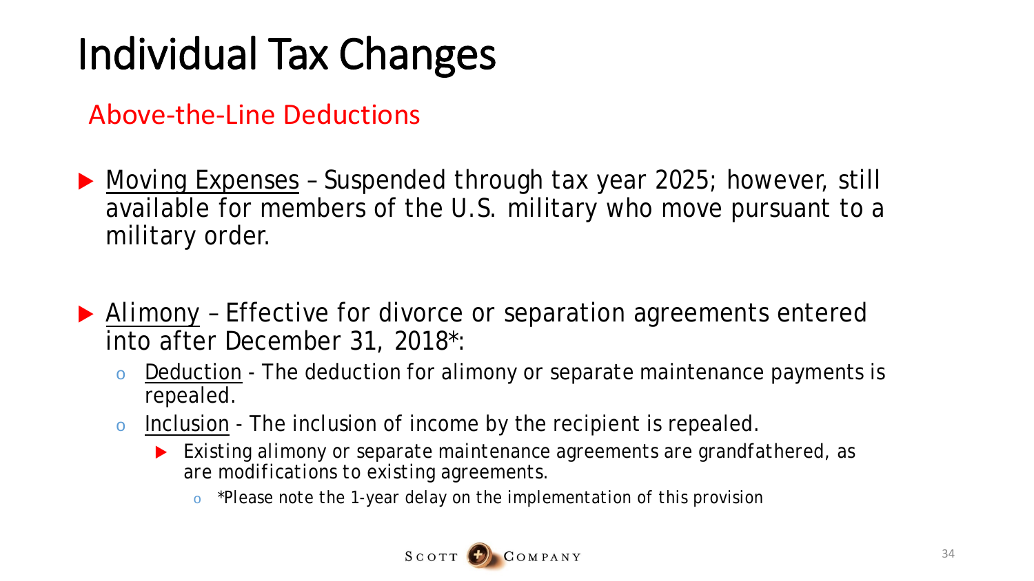# Individual Tax Changes

## Above-the-Line Deductions

- Moving Expenses – Suspended through tax year 2025; however, still available for members of the U.S. military who move pursuant to a military order.

- Alimony – Effective for divorce or separation agreements entered into after December 31, 2018*:
  - Deduction - The deduction for alimony or separate maintenance payments is repealed.
  - Inclusion - The inclusion of income by the recipient is repealed.
    - Existing alimony or separate maintenance agreements are grandfathered, as are modifications to existing agreements.
      - *Please note the 1-year delay on the implementation of this provision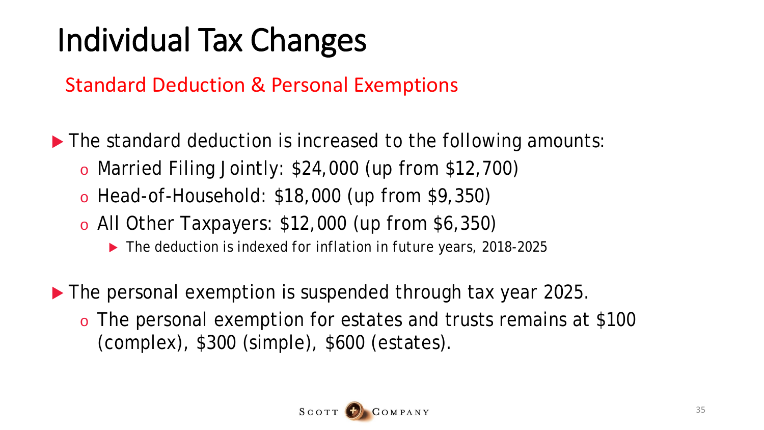# Individual Tax Changes

## Standard Deduction & Personal Exemptions

- The standard deduction is increased to the following amounts:
  - Married Filing Jointly: $24,000 (up from $12,700)
  - Head-of-Household: $18,000 (up from $9,350)
  - All Other Taxpayers: $12,000 (up from $6,350)
    - The deduction is indexed for inflation in future years, 2018-2025

- The personal exemption is suspended through tax year 2025.
  - The personal exemption for estates and trusts remains at $100 (complex), $300 (simple), $600 (estates).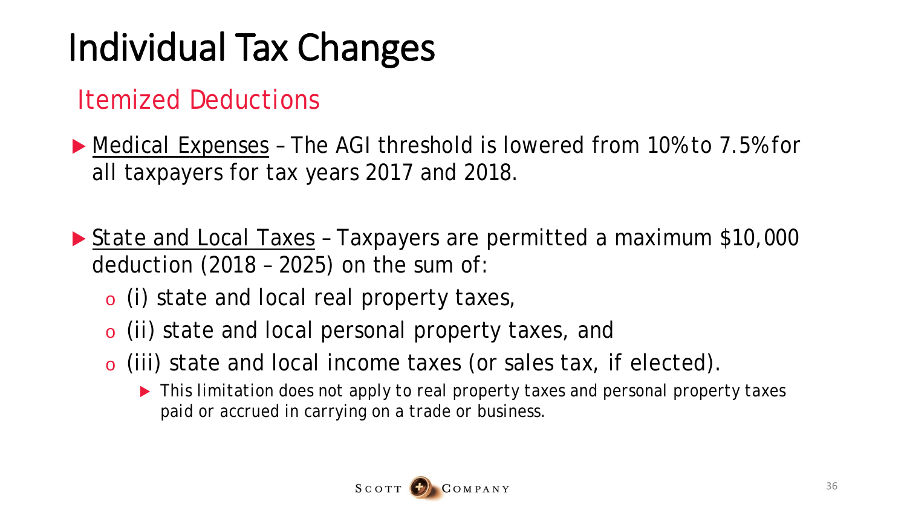# Individual Tax Changes

## Itemized Deductions

- Medical Expenses – The AGI threshold is lowered from 10% to 7.5% for all taxpayers for tax years 2017 and 2018.
- State and Local Taxes – Taxpayers are permitted a maximum $10,000 deduction (2018 – 2025) on the sum of:
  - (i) state and local real property taxes,
  - (ii) state and local personal property taxes, and
  - (iii) state and local income taxes (or sales tax, if elected).
    - This limitation does not apply to real property taxes and personal property taxes paid or accrued in carrying on a trade or business.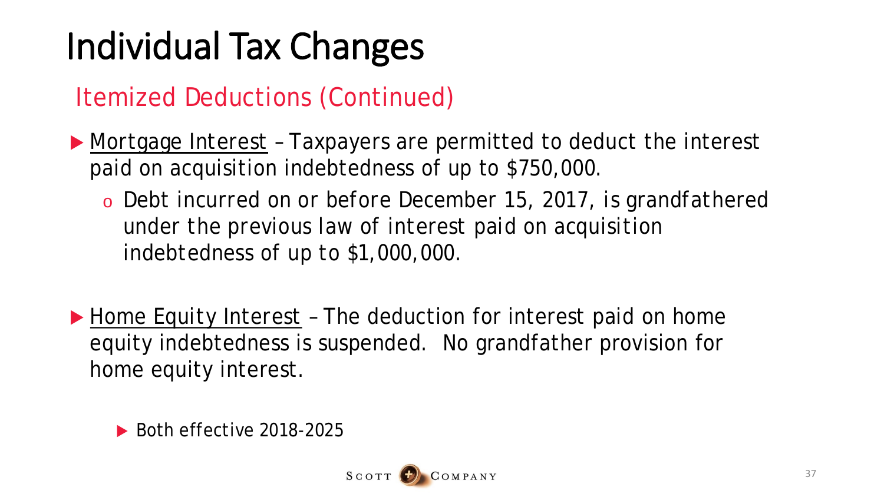# Individual Tax Changes

## Itemized Deductions (Continued)

- Mortgage Interest – Taxpayers are permitted to deduct the interest paid on acquisition indebtedness of up to $750,000.
  - Debt incurred on or before December 15, 2017, is grandfathered under the previous law of interest paid on acquisition indebtedness of up to $1,000,000.

- Home Equity Interest – The deduction for interest paid on home equity indebtedness is suspended. No grandfather provision for home equity interest.

  - Both effective 2018-2025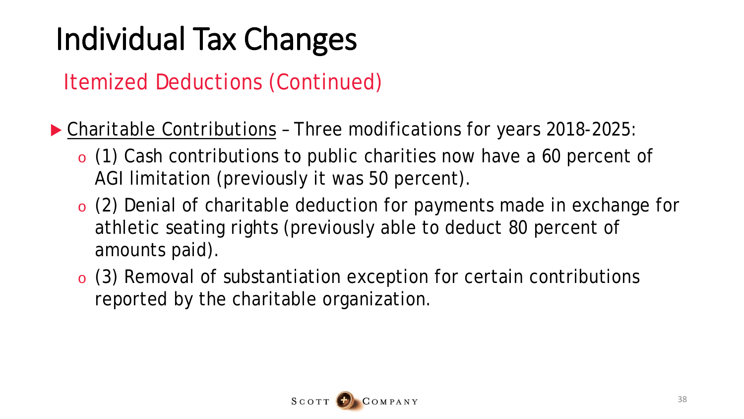# Individual Tax Changes

## Itemized Deductions (Continued)

- Charitable Contributions – Three modifications for years 2018-2025:
  - (1) Cash contributions to public charities now have a 60 percent of AGI limitation (previously it was 50 percent).
  - (2) Denial of charitable deduction for payments made in exchange for athletic seating rights (previously able to deduct 80 percent of amounts paid).
  - (3) Removal of substantiation exception for certain contributions reported by the charitable organization.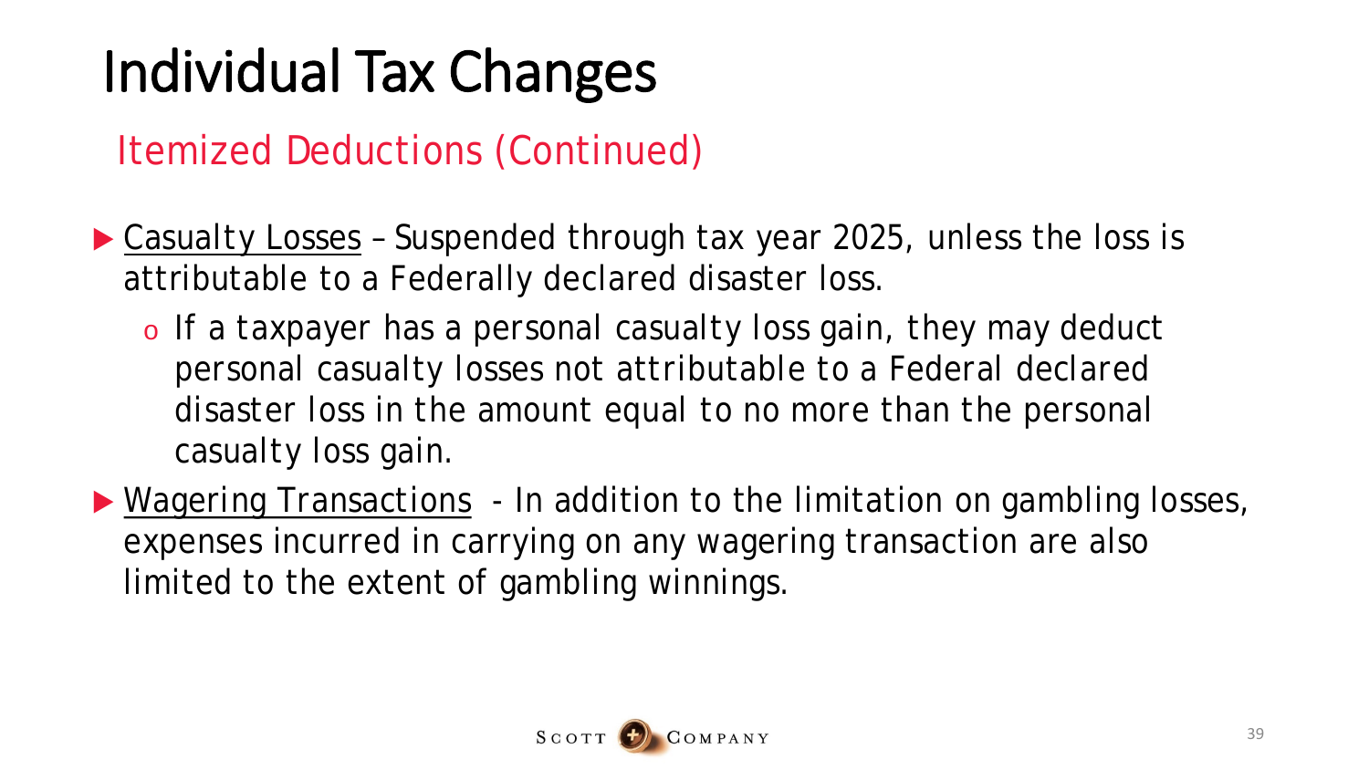# Individual Tax Changes

## Itemized Deductions (Continued)

- Casualty Losses – Suspended through tax year 2025, unless the loss is attributable to a Federally declared disaster loss.
  - If a taxpayer has a personal casualty loss gain, they may deduct personal casualty losses not attributable to a Federal declared disaster loss in the amount equal to no more than the personal casualty loss gain.
- Wagering Transactions - In addition to the limitation on gambling losses, expenses incurred in carrying on any wagering transaction are also limited to the extent of gambling winnings.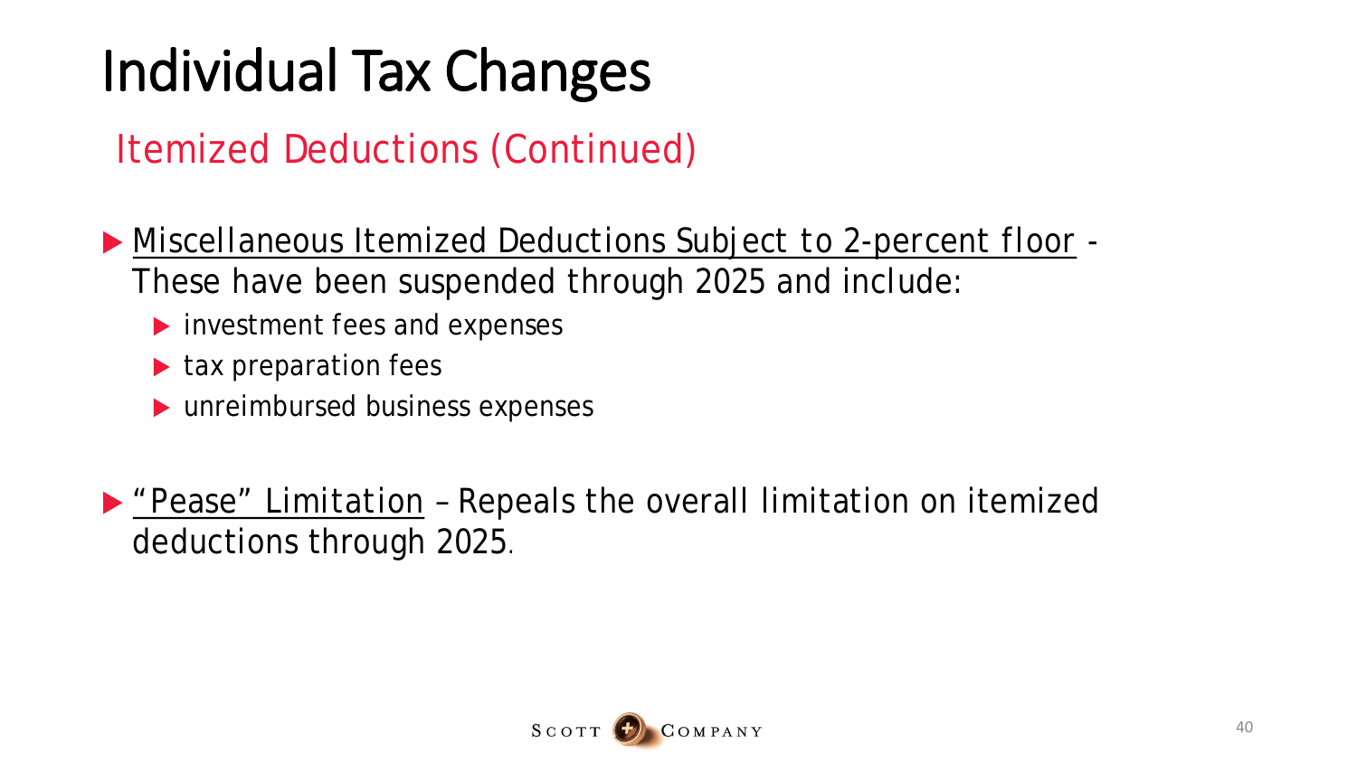# Individual Tax Changes

## Itemized Deductions (Continued)

- Miscellaneous Itemized Deductions Subject to 2-percent floor - These have been suspended through 2025 and include:
  - investment fees and expenses
  - tax preparation fees
  - unreimbursed business expenses

- "Pease" Limitation – Repeals the overall limitation on itemized deductions through 2025.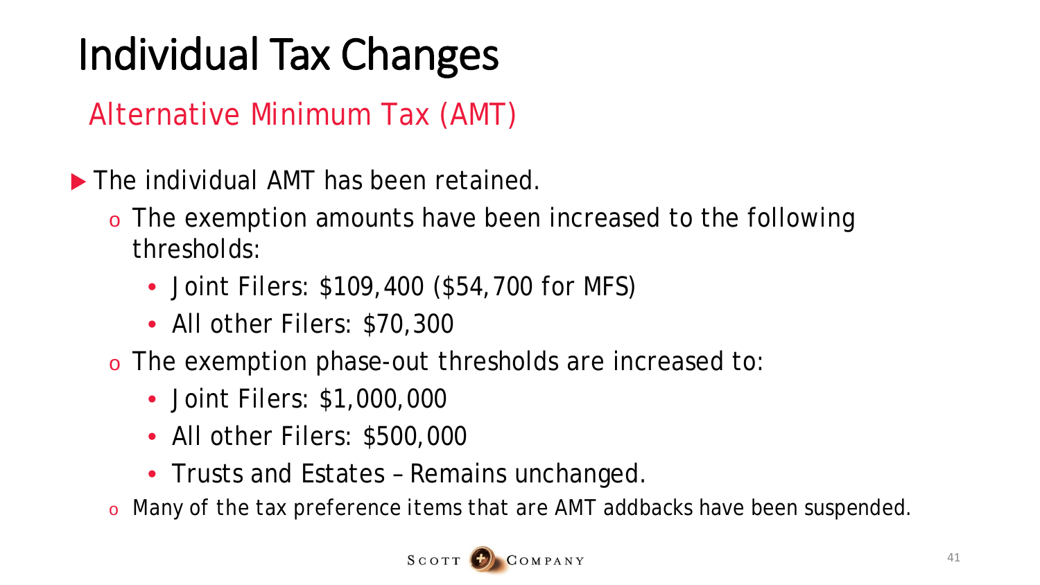# Individual Tax Changes

## Alternative Minimum Tax (AMT)

- The individual AMT has been retained.
  - The exemption amounts have been increased to the following thresholds:
    - Joint Filers: $109,400 ($54,700 for MFS)
    - All other Filers: $70,300
  - The exemption phase-out thresholds are increased to:
    - Joint Filers: $1,000,000
    - All other Filers: $500,000
    - Trusts and Estates – Remains unchanged.
  - Many of the tax preference items that are AMT addbacks have been suspended.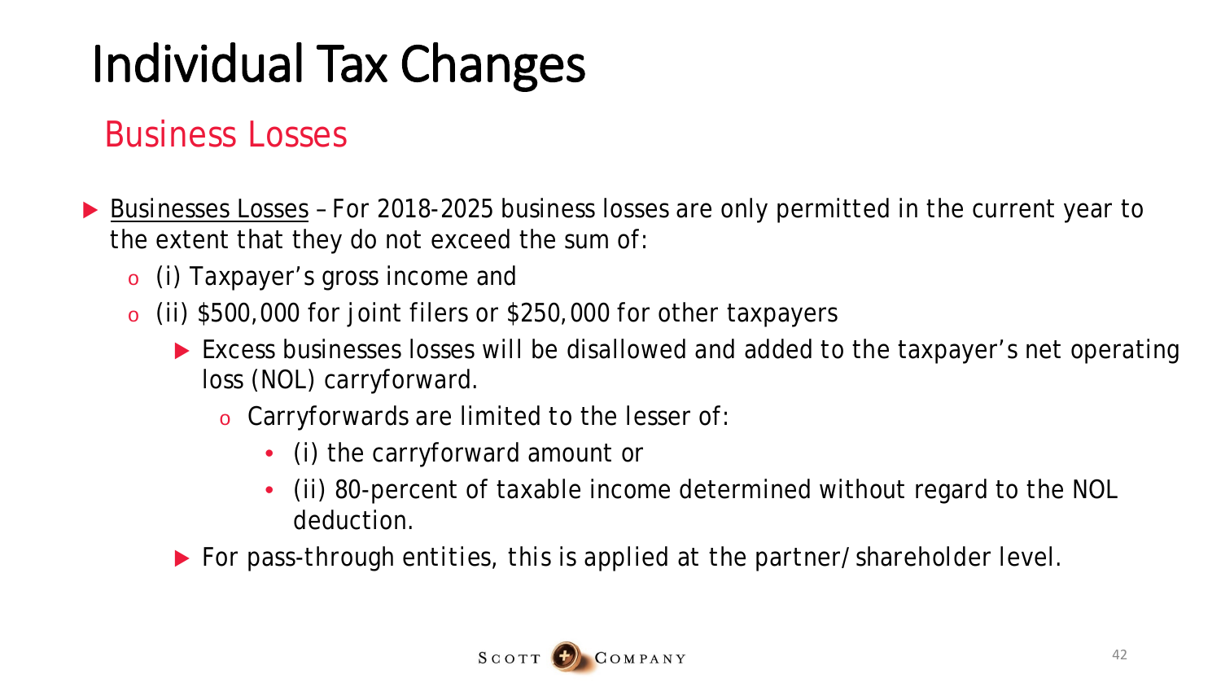# Individual Tax Changes

## Business Losses

- Businesses Losses – For 2018-2025 business losses are only permitted in the current year to the extent that they do not exceed the sum of:
  - (i) Taxpayer's gross income and
  - (ii) $500,000 for joint filers or $250,000 for other taxpayers
    - Excess businesses losses will be disallowed and added to the taxpayer's net operating loss (NOL) carryforward.
      - Carryforwards are limited to the lesser of:
        - (i) the carryforward amount or
        - (ii) 80-percent of taxable income determined without regard to the NOL deduction.
    - For pass-through entities, this is applied at the partner/shareholder level.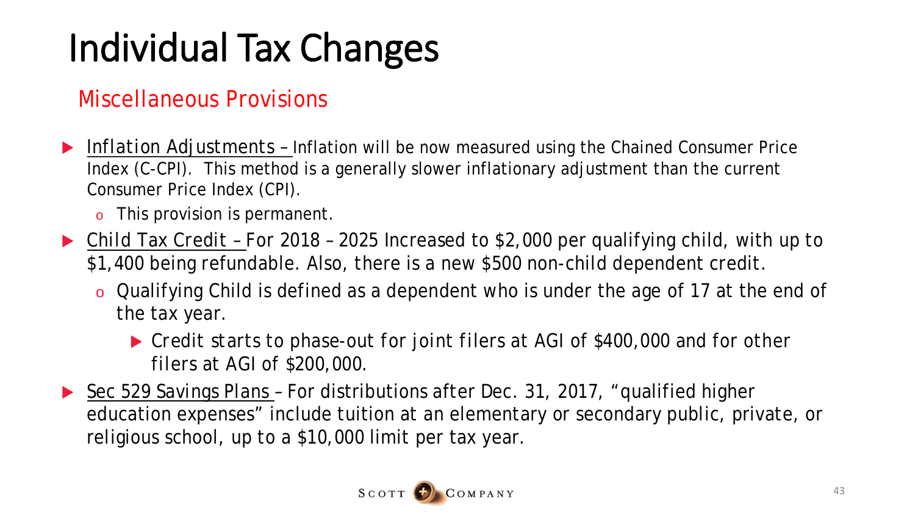# Individual Tax Changes

## Miscellaneous Provisions

- Inflation Adjustments – Inflation will be now measured using the Chained Consumer Price Index (C-CPI). This method is a generally slower inflationary adjustment than the current Consumer Price Index (CPI).
  - This provision is permanent.
- Child Tax Credit – For 2018 – 2025 Increased to $2,000 per qualifying child, with up to $1,400 being refundable. Also, there is a new $500 non-child dependent credit.
  - Qualifying Child is defined as a dependent who is under the age of 17 at the end of the tax year.
    - Credit starts to phase-out for joint filers at AGI of $400,000 and for other filers at AGI of $200,000.
- Sec 529 Savings Plans – For distributions after Dec. 31, 2017, "qualified higher education expenses" include tuition at an elementary or secondary public, private, or religious school, up to a $10,000 limit per tax year.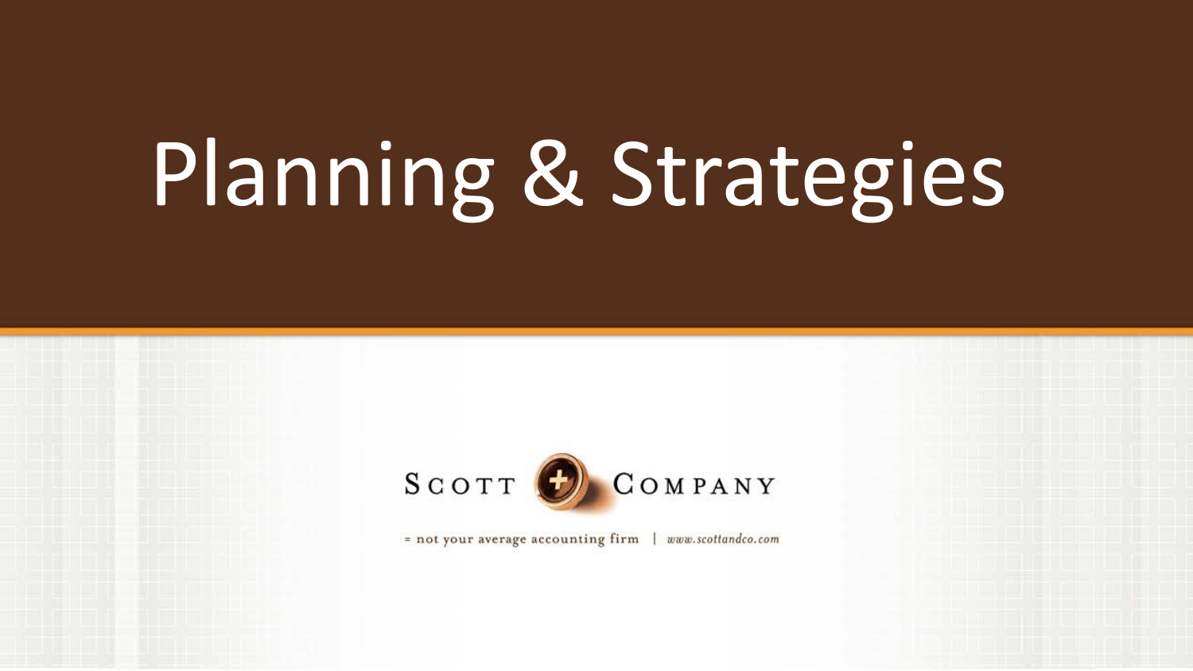# Planning & Strategies

SCOTT + COMPANY

= not your average accounting firm | www.scottandco.com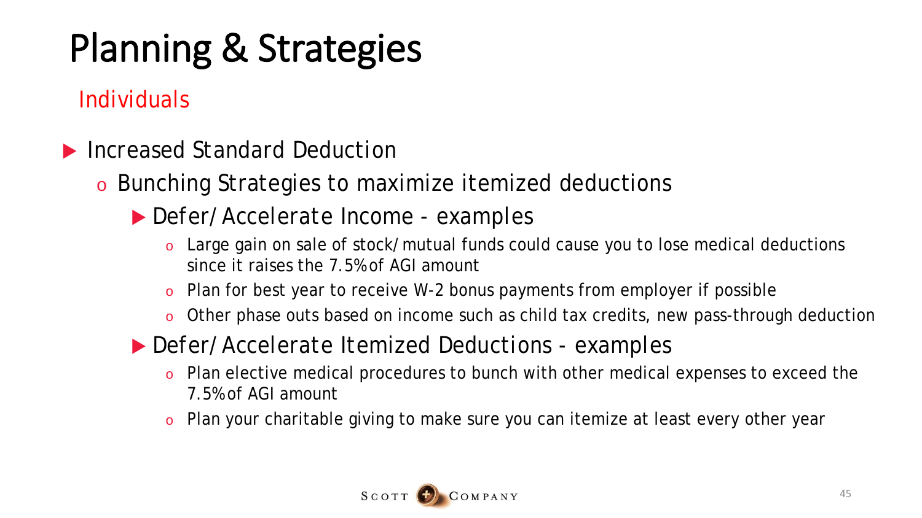# Planning & Strategies

## Individuals

- Increased Standard Deduction
  - Bunching Strategies to maximize itemized deductions
    - Defer/Accelerate Income - examples
      - Large gain on sale of stock/mutual funds could cause you to lose medical deductions since it raises the 7.5% of AGI amount
      - Plan for best year to receive W-2 bonus payments from employer if possible
      - Other phase outs based on income such as child tax credits, new pass-through deduction
    - Defer/Accelerate Itemized Deductions - examples
      - Plan elective medical procedures to bunch with other medical expenses to exceed the 7.5% of AGI amount
      - Plan your charitable giving to make sure you can itemize at least every other year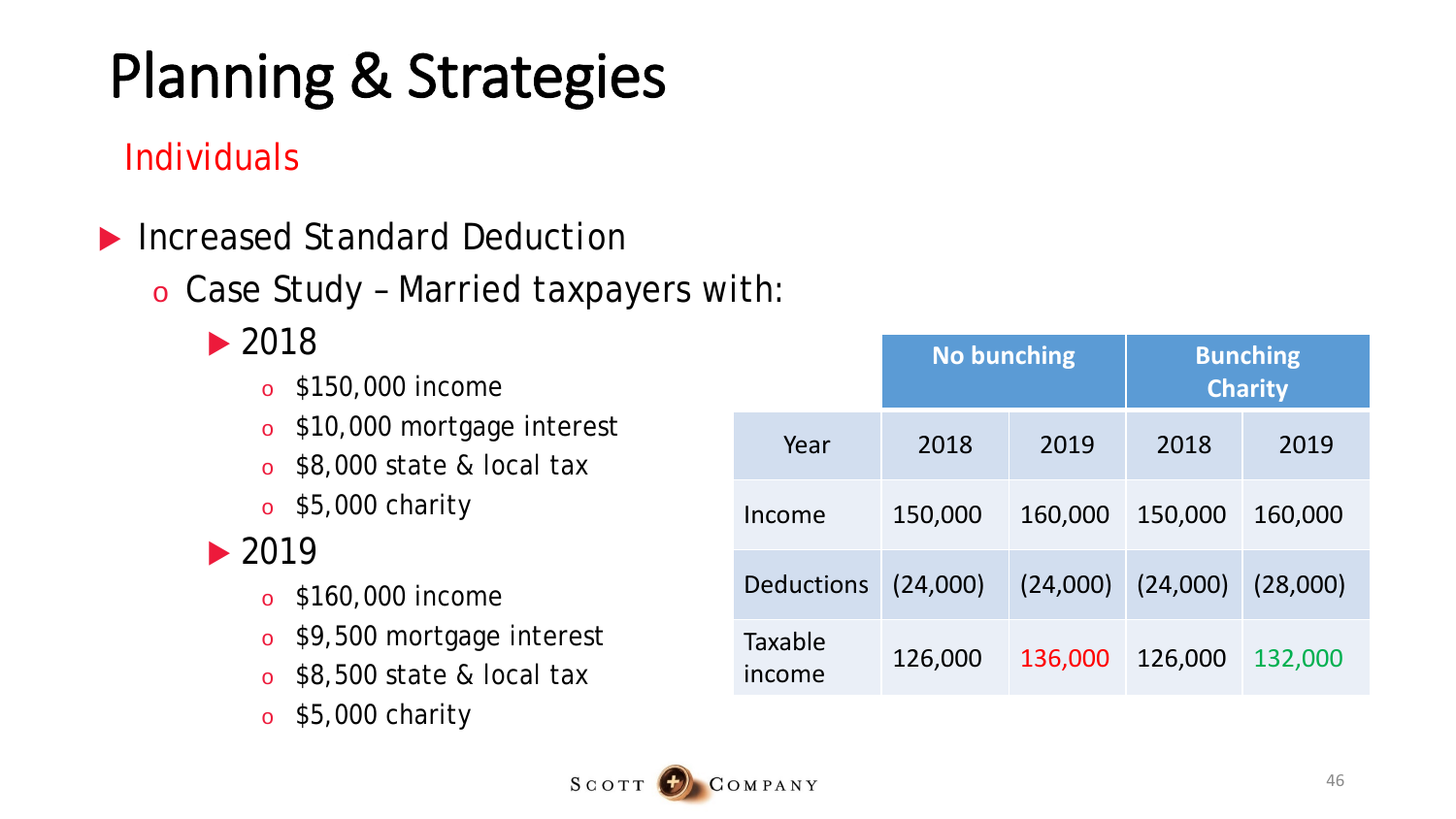# Planning & Strategies

## Individuals

- Increased Standard Deduction
  - Case Study – Married taxpayers with:
    - 2018
      - $150,000 income
      - $10,000 mortgage interest
      - $8,000 state & local tax
      - $5,000 charity
    - 2019
      - $160,000 income
      - $9,500 mortgage interest
      - $8,500 state & local tax
      - $5,000 charity

| | No bunching | | Bunching Charity | |
|---|---|---|---|---|
| Year | 2018 | 2019 | 2018 | 2019 |
| Income | 150,000 | 160,000 | 150,000 | 160,000 |
| Deductions | (24,000) | (24,000) | (24,000) | (28,000) |
| Taxable income | 126,000 | 136,000 | 126,000 | 132,000 |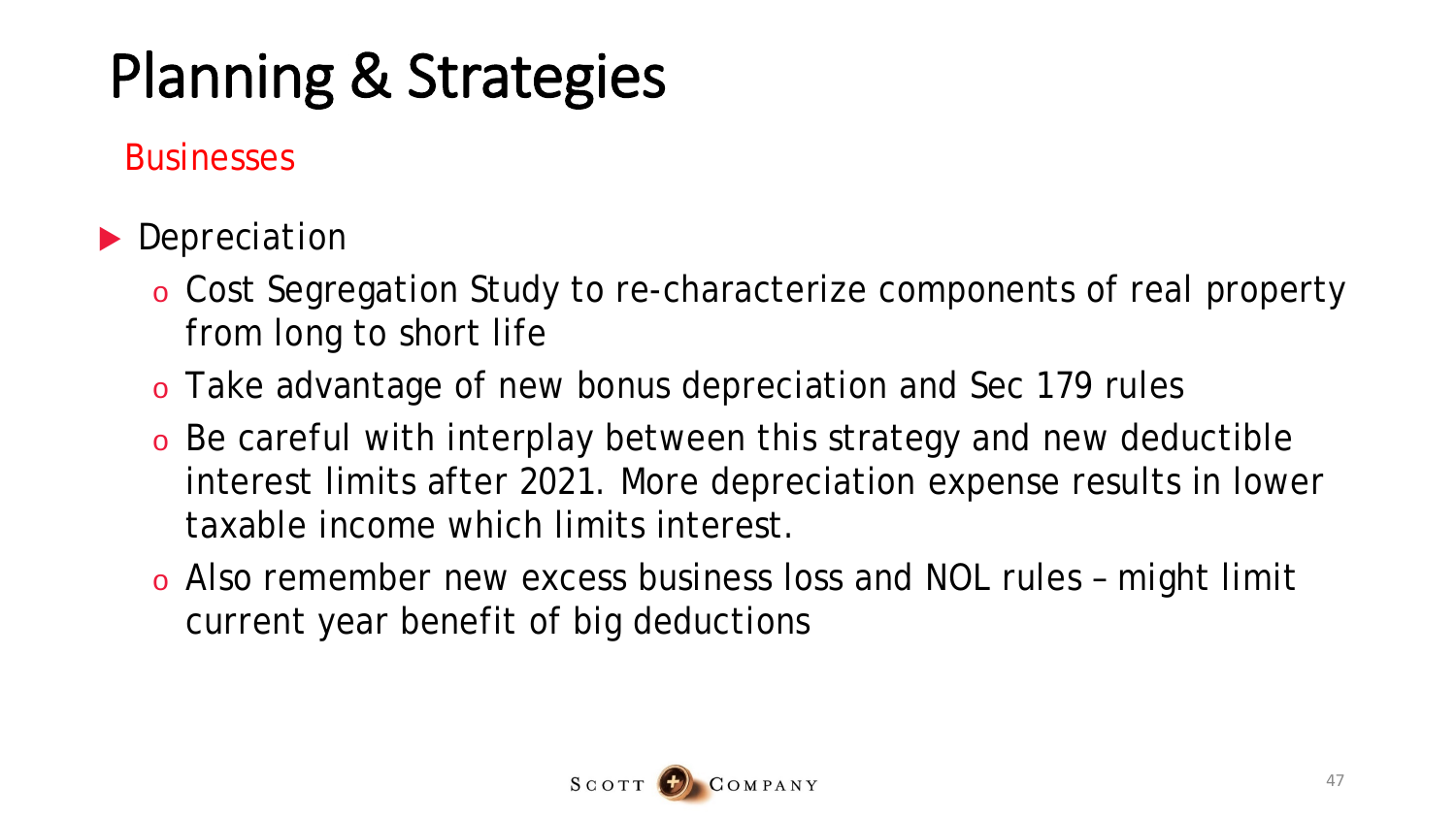# Planning & Strategies

## Businesses

- Depreciation
  - Cost Segregation Study to re-characterize components of real property from long to short life
  - Take advantage of new bonus depreciation and Sec 179 rules
  - Be careful with interplay between this strategy and new deductible interest limits after 2021. More depreciation expense results in lower taxable income which limits interest.
  - Also remember new excess business loss and NOL rules – might limit current year benefit of big deductions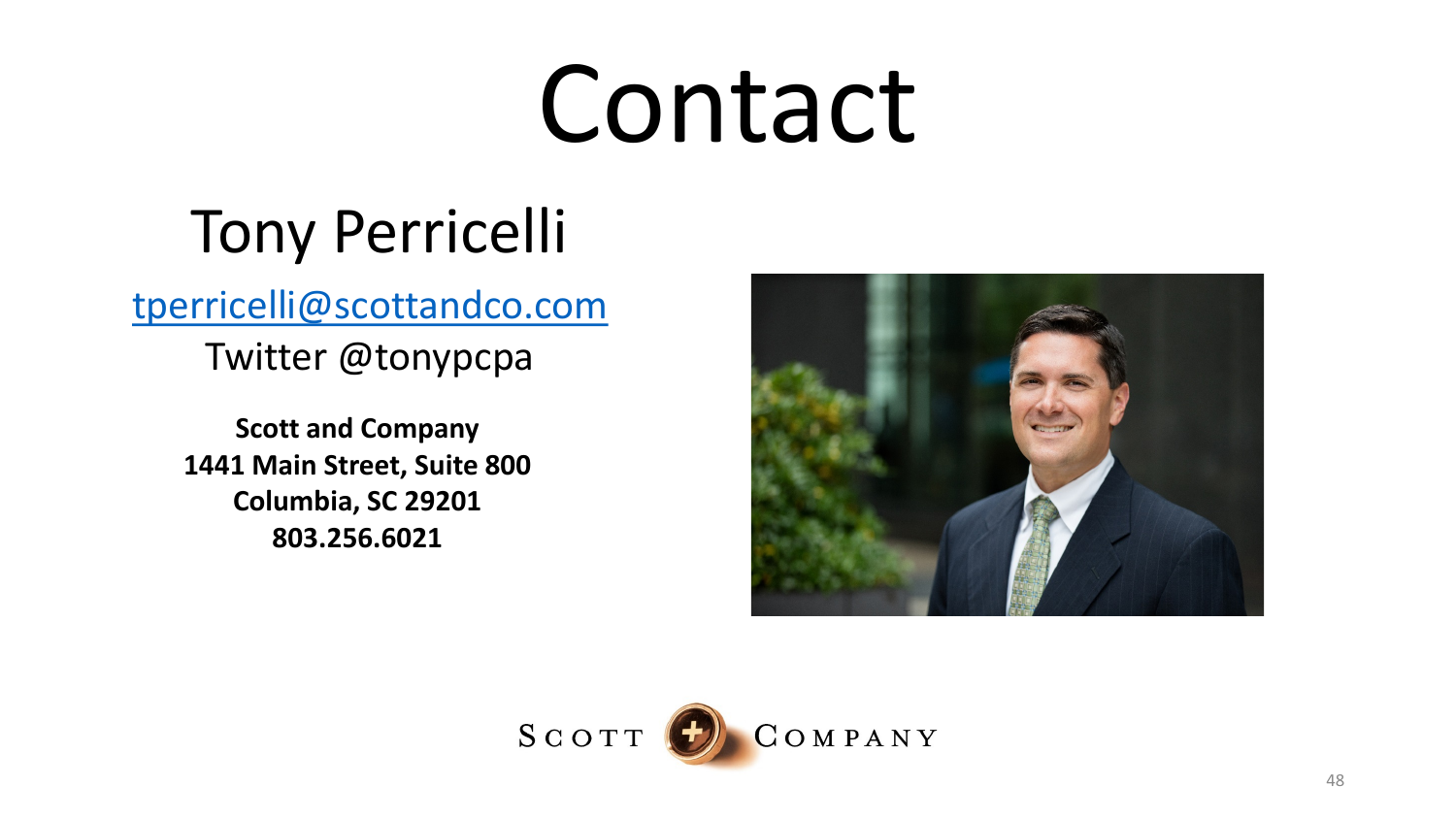# Contact

## Tony Perricelli

tperricelli@scottandco.com

Twitter @tonypcpa

**Scott and Company**
**1441 Main Street, Suite 800**
**Columbia, SC 29201**
**803.256.6021**

SCOTT COMPANY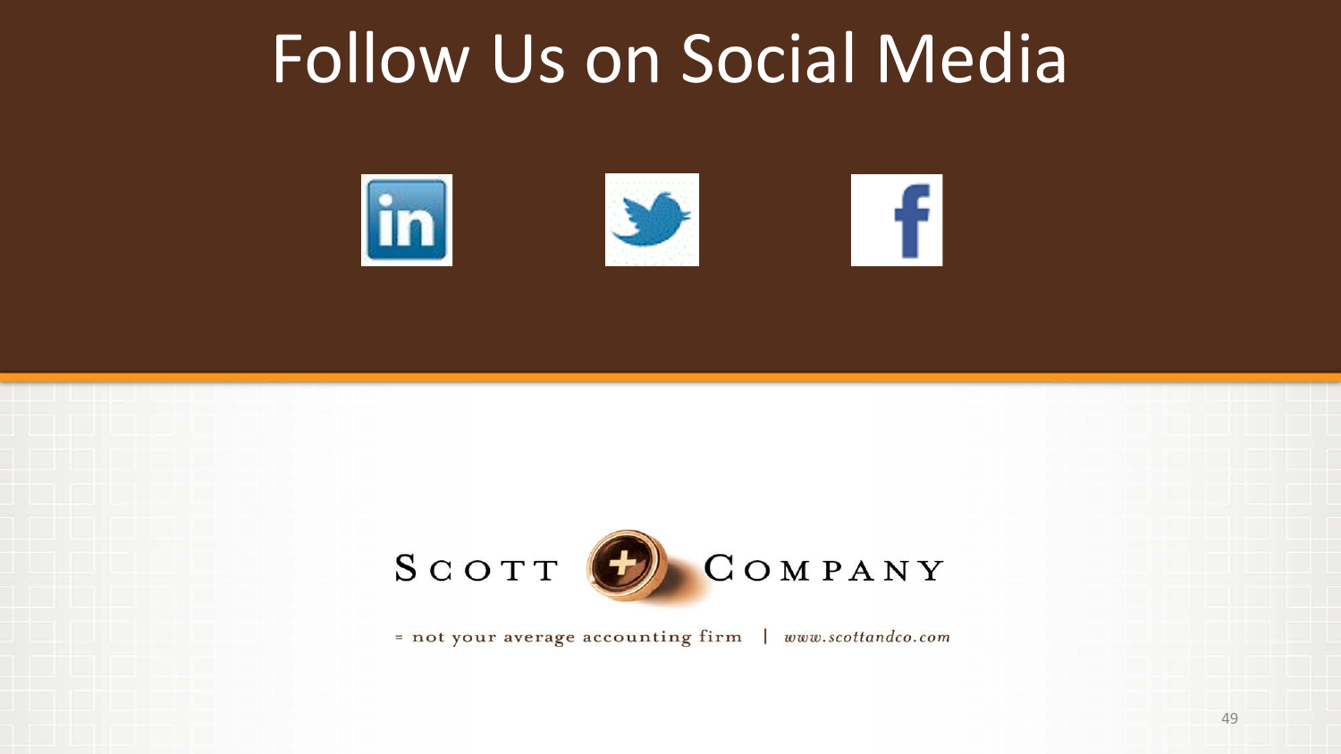# Follow Us on Social Media

SCOTT + COMPANY

= not your average accounting firm | *www.scottandco.com*